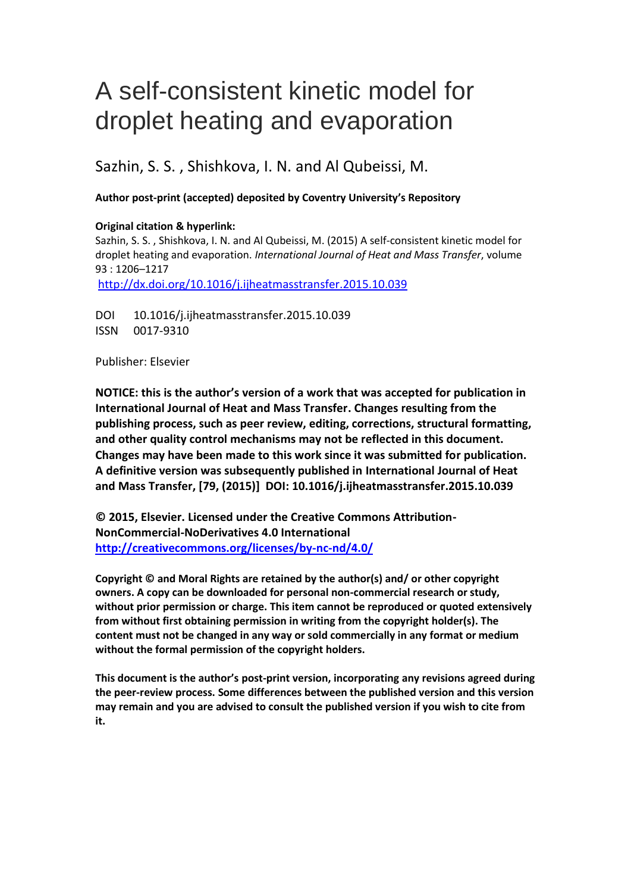# A self-consistent kinetic model for droplet heating and evaporation

Sazhin, S. S. , Shishkova, I. N. and Al Qubeissi, M.

**Author post-print (accepted) deposited by Coventry University's Repository**

**Original citation & hyperlink:**

Sazhin, S. S. , Shishkova, I. N. and Al Qubeissi, M. (2015) A self-consistent kinetic model for droplet heating and evaporation. *International Journal of Heat and Mass Transfer*, volume 93 : 1206–1217

http://dx.doi.org/10.1016/j.ijheatmasstransfer.2015.10.039

DOI 10.1016/j.ijheatmasstransfer.2015.10.039

ISSN 0017-9310

Publisher: Elsevier

**NOTICE: this is the author's version of a work that was accepted for publication in International Journal of Heat and Mass Transfer. Changes resulting from the publishing process, such as peer review, editing, corrections, structural formatting, and other quality control mechanisms may not be reflected in this document. Changes may have been made to this work since it was submitted for publication. A definitive version was subsequently published in International Journal of Heat and Mass Transfer, [79, (2015)] DOI: 10.1016/j.ijheatmasstransfer.2015.10.039**

**© 2015, Elsevier. Licensed under the Creative Commons Attribution-NonCommercial-NoDerivatives 4.0 International**
**http://creativecommons.org/licenses/by-nc-nd/4.0/**

**Copyright © and Moral Rights are retained by the author(s) and/ or other copyright owners. A copy can be downloaded for personal non-commercial research or study, without prior permission or charge. This item cannot be reproduced or quoted extensively from without first obtaining permission in writing from the copyright holder(s). The content must not be changed in any way or sold commercially in any format or medium without the formal permission of the copyright holders.**

**This document is the author's post-print version, incorporating any revisions agreed during the peer-review process. Some differences between the published version and this version may remain and you are advised to consult the published version if you wish to cite from it.**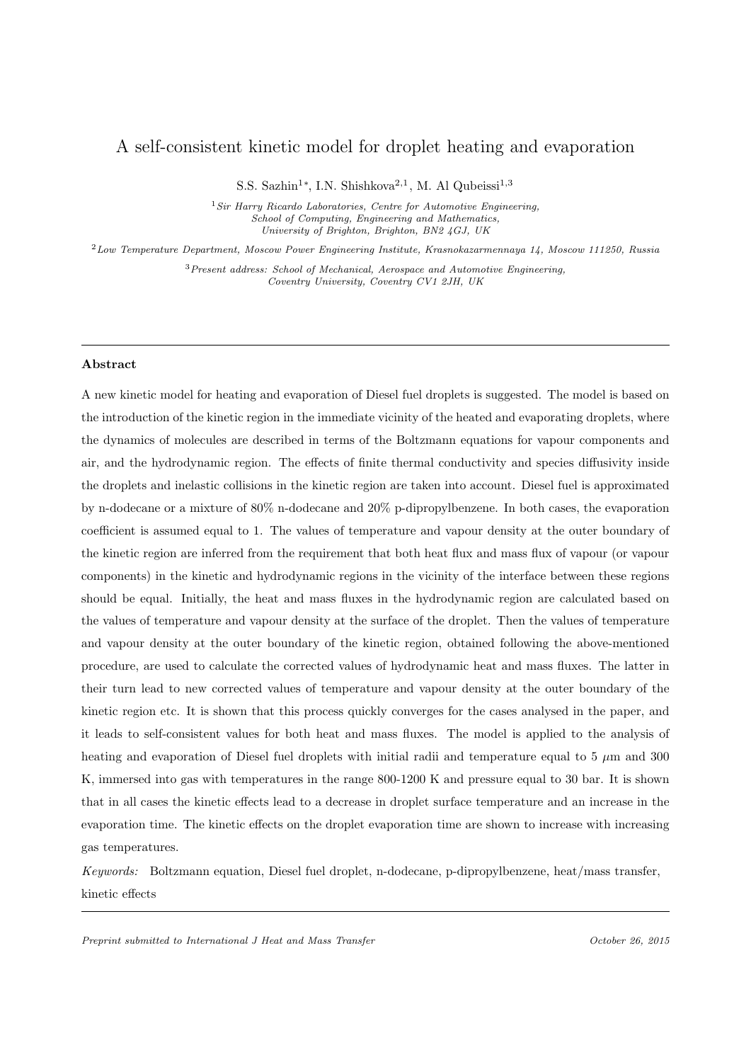# A self-consistent kinetic model for droplet heating and evaporation

S.S. Sazhin[1*], I.N. Shishkova[2,1], M. Al Qubeissi[1,3]

[1] *Sir Harry Ricardo Laboratories, Centre for Automotive Engineering, School of Computing, Engineering and Mathematics, University of Brighton, Brighton, BN2 4GJ, UK*

[2] *Low Temperature Department, Moscow Power Engineering Institute, Krasnokazarmennaya 14, Moscow 111250, Russia*

[3] *Present address: School of Mechanical, Aerospace and Automotive Engineering, Coventry University, Coventry CV1 2JH, UK*

---

## Abstract

A new kinetic model for heating and evaporation of Diesel fuel droplets is suggested. The model is based on the introduction of the kinetic region in the immediate vicinity of the heated and evaporating droplets, where the dynamics of molecules are described in terms of the Boltzmann equations for vapour components and air, and the hydrodynamic region. The effects of finite thermal conductivity and species diffusivity inside the droplets and inelastic collisions in the kinetic region are taken into account. Diesel fuel is approximated by n-dodecane or a mixture of 80% n-dodecane and 20% p-dipropylbenzene. In both cases, the evaporation coefficient is assumed equal to 1. The values of temperature and vapour density at the outer boundary of the kinetic region are inferred from the requirement that both heat flux and mass flux of vapour (or vapour components) in the kinetic and hydrodynamic regions in the vicinity of the interface between these regions should be equal. Initially, the heat and mass fluxes in the hydrodynamic region are calculated based on the values of temperature and vapour density at the surface of the droplet. Then the values of temperature and vapour density at the outer boundary of the kinetic region, obtained following the above-mentioned procedure, are used to calculate the corrected values of hydrodynamic heat and mass fluxes. The latter in their turn lead to new corrected values of temperature and vapour density at the outer boundary of the kinetic region etc. It is shown that this process quickly converges for the cases analysed in the paper, and it leads to self-consistent values for both heat and mass fluxes. The model is applied to the analysis of heating and evaporation of Diesel fuel droplets with initial radii and temperature equal to 5 $\mu$m and 300 K, immersed into gas with temperatures in the range 800-1200 K and pressure equal to 30 bar. It is shown that in all cases the kinetic effects lead to a decrease in droplet surface temperature and an increase in the evaporation time. The kinetic effects on the droplet evaporation time are shown to increase with increasing gas temperatures.

*Keywords:* Boltzmann equation, Diesel fuel droplet, n-dodecane, p-dipropylbenzene, heat/mass transfer, kinetic effects

---

*Preprint submitted to International J Heat and Mass Transfer* *October 26, 2015*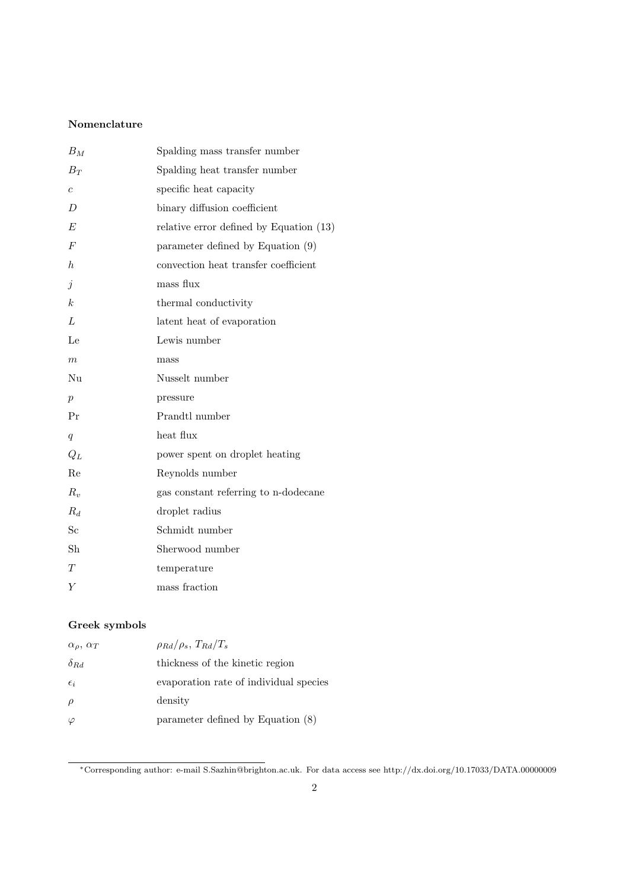### Nomenclature

| | |
|---|---|
| $B_M$ | Spalding mass transfer number |
| $B_T$ | Spalding heat transfer number |
| $c$ | specific heat capacity |
| $D$ | binary diffusion coefficient |
| $E$ | relative error defined by Equation (13) |
| $F$ | parameter defined by Equation (9) |
| $h$ | convection heat transfer coefficient |
| $j$ | mass flux |
| $k$ | thermal conductivity |
| $L$ | latent heat of evaporation |
| Le | Lewis number |
| $m$ | mass |
| Nu | Nusselt number |
| $p$ | pressure |
| Pr | Prandtl number |
| $q$ | heat flux |
| $Q_L$ | power spent on droplet heating |
| Re | Reynolds number |
| $R_v$ | gas constant referring to n-dodecane |
| $R_d$ | droplet radius |
| Sc | Schmidt number |
| Sh | Sherwood number |
| $T$ | temperature |
| $Y$ | mass fraction |

### Greek symbols

| | |
|---|---|
| $\alpha_\rho$, $\alpha_T$ | $\rho_{Rd}/\rho_s$, $T_{Rd}/T_s$ |
| $\delta_{Rd}$ | thickness of the kinetic region |
| $\epsilon_i$ | evaporation rate of individual species |
| $\rho$ | density |
| $\varphi$ | parameter defined by Equation (8) |

*Corresponding author: e-mail S.Sazhin@brighton.ac.uk. For data access see http://dx.doi.org/10.17033/DATA.00000009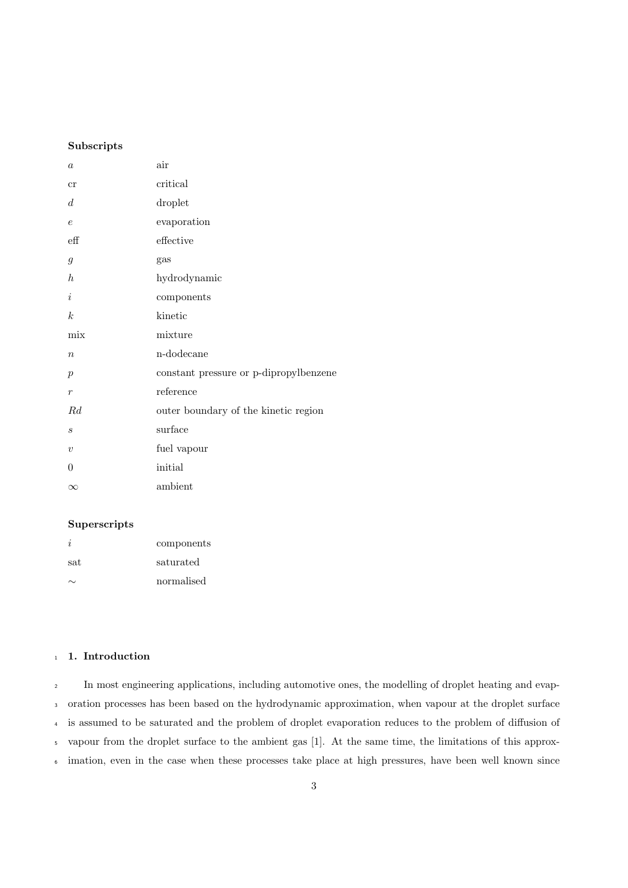### Subscripts

| | |
|---|---|
| $a$ | air |
| cr | critical |
| $d$ | droplet |
| $e$ | evaporation |
| eff | effective |
| $g$ | gas |
| $h$ | hydrodynamic |
| $i$ | components |
| $k$ | kinetic |
| mix | mixture |
| $n$ | n-dodecane |
| $p$ | constant pressure or p-dipropylbenzene |
| $r$ | reference |
| $Rd$ | outer boundary of the kinetic region |
| $s$ | surface |
| $v$ | fuel vapour |
| 0 | initial |
| $\infty$ | ambient |

### Superscripts

| | |
|---|---|
| $i$ | components |
| sat | saturated |
| $\sim$ | normalised |

## 1. Introduction

In most engineering applications, including automotive ones, the modelling of droplet heating and evaporation processes has been based on the hydrodynamic approximation, when vapour at the droplet surface is assumed to be saturated and the problem of droplet evaporation reduces to the problem of diffusion of vapour from the droplet surface to the ambient gas [1]. At the same time, the limitations of this approximation, even in the case when these processes take place at high pressures, have been well known since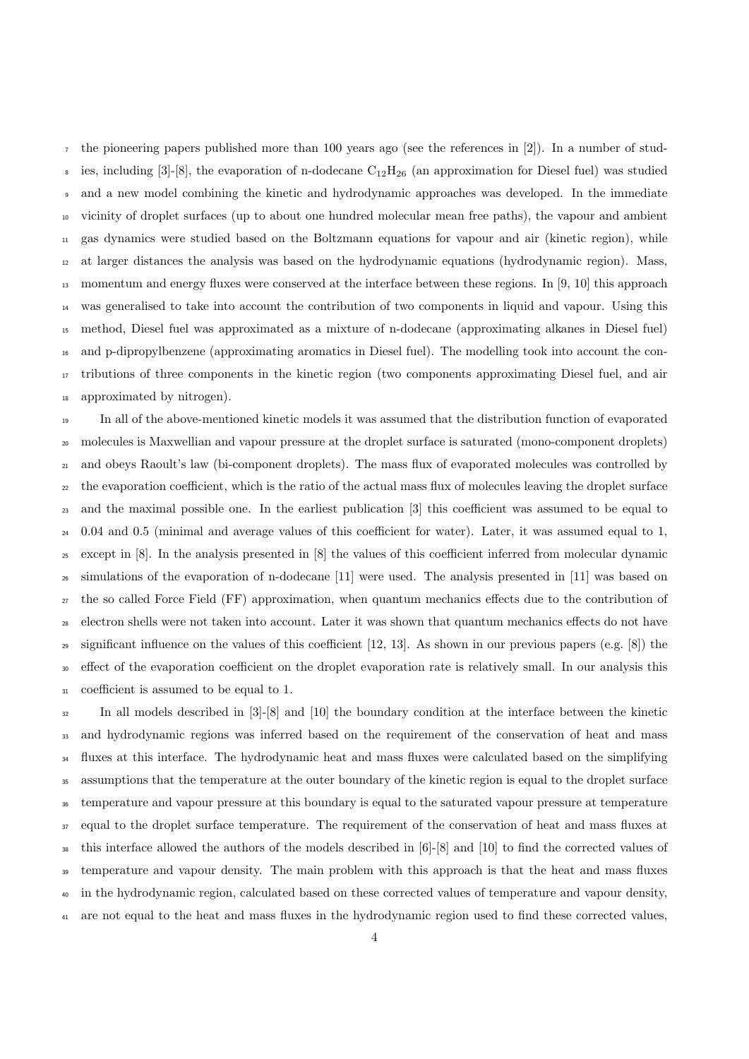the pioneering papers published more than 100 years ago (see the references in [2]). In a number of studies, including [3]-[8], the evaporation of n-dodecane $C_{12}H_{26}$ (an approximation for Diesel fuel) was studied and a new model combining the kinetic and hydrodynamic approaches was developed. In the immediate vicinity of droplet surfaces (up to about one hundred molecular mean free paths), the vapour and ambient gas dynamics were studied based on the Boltzmann equations for vapour and air (kinetic region), while at larger distances the analysis was based on the hydrodynamic equations (hydrodynamic region). Mass, momentum and energy fluxes were conserved at the interface between these regions. In [9, 10] this approach was generalised to take into account the contribution of two components in liquid and vapour. Using this method, Diesel fuel was approximated as a mixture of n-dodecane (approximating alkanes in Diesel fuel) and p-dipropylbenzene (approximating aromatics in Diesel fuel). The modelling took into account the contributions of three components in the kinetic region (two components approximating Diesel fuel, and air approximated by nitrogen).

In all of the above-mentioned kinetic models it was assumed that the distribution function of evaporated molecules is Maxwellian and vapour pressure at the droplet surface is saturated (mono-component droplets) and obeys Raoult's law (bi-component droplets). The mass flux of evaporated molecules was controlled by the evaporation coefficient, which is the ratio of the actual mass flux of molecules leaving the droplet surface and the maximal possible one. In the earliest publication [3] this coefficient was assumed to be equal to 0.04 and 0.5 (minimal and average values of this coefficient for water). Later, it was assumed equal to 1, except in [8]. In the analysis presented in [8] the values of this coefficient inferred from molecular dynamic simulations of the evaporation of n-dodecane [11] were used. The analysis presented in [11] was based on the so called Force Field (FF) approximation, when quantum mechanics effects due to the contribution of electron shells were not taken into account. Later it was shown that quantum mechanics effects do not have significant influence on the values of this coefficient [12, 13]. As shown in our previous papers (e.g. [8]) the effect of the evaporation coefficient on the droplet evaporation rate is relatively small. In our analysis this coefficient is assumed to be equal to 1.

In all models described in [3]-[8] and [10] the boundary condition at the interface between the kinetic and hydrodynamic regions was inferred based on the requirement of the conservation of heat and mass fluxes at this interface. The hydrodynamic heat and mass fluxes were calculated based on the simplifying assumptions that the temperature at the outer boundary of the kinetic region is equal to the droplet surface temperature and vapour pressure at this boundary is equal to the saturated vapour pressure at temperature equal to the droplet surface temperature. The requirement of the conservation of heat and mass fluxes at this interface allowed the authors of the models described in [6]-[8] and [10] to find the corrected values of temperature and vapour density. The main problem with this approach is that the heat and mass fluxes in the hydrodynamic region, calculated based on these corrected values of temperature and vapour density, are not equal to the heat and mass fluxes in the hydrodynamic region used to find these corrected values,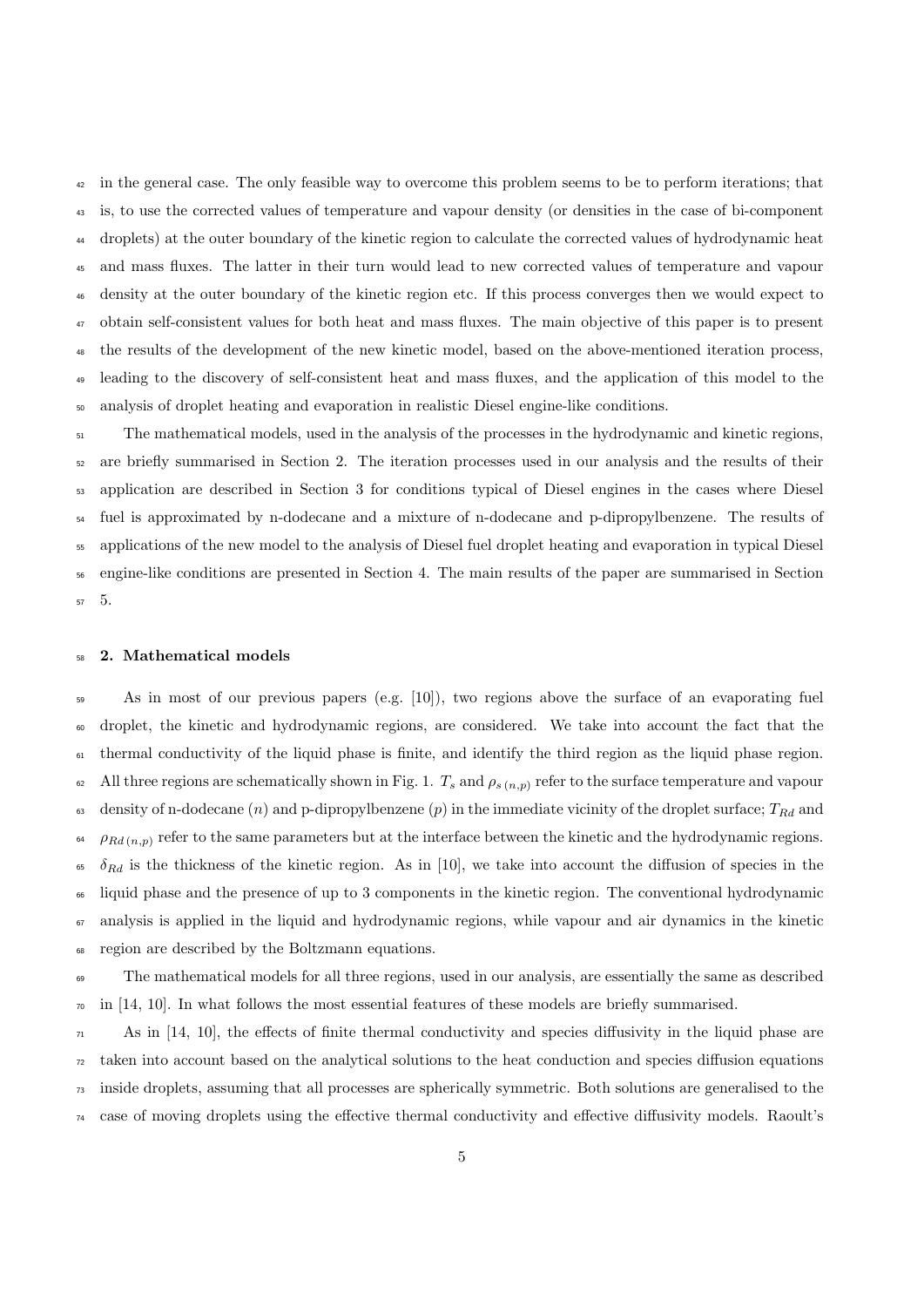in the general case. The only feasible way to overcome this problem seems to be to perform iterations; that is, to use the corrected values of temperature and vapour density (or densities in the case of bi-component droplets) at the outer boundary of the kinetic region to calculate the corrected values of hydrodynamic heat and mass fluxes. The latter in their turn would lead to new corrected values of temperature and vapour density at the outer boundary of the kinetic region etc. If this process converges then we would expect to obtain self-consistent values for both heat and mass fluxes. The main objective of this paper is to present the results of the development of the new kinetic model, based on the above-mentioned iteration process, leading to the discovery of self-consistent heat and mass fluxes, and the application of this model to the analysis of droplet heating and evaporation in realistic Diesel engine-like conditions.

The mathematical models, used in the analysis of the processes in the hydrodynamic and kinetic regions, are briefly summarised in Section 2. The iteration processes used in our analysis and the results of their application are described in Section 3 for conditions typical of Diesel engines in the cases where Diesel fuel is approximated by n-dodecane and a mixture of n-dodecane and p-dipropylbenzene. The results of applications of the new model to the analysis of Diesel fuel droplet heating and evaporation in typical Diesel engine-like conditions are presented in Section 4. The main results of the paper are summarised in Section 5.

## 2. Mathematical models

As in most of our previous papers (e.g. [10]), two regions above the surface of an evaporating fuel droplet, the kinetic and hydrodynamic regions, are considered. We take into account the fact that the thermal conductivity of the liquid phase is finite, and identify the third region as the liquid phase region. All three regions are schematically shown in Fig. 1. $T_s$ and $\rho_{s\,(n,p)}$ refer to the surface temperature and vapour density of n-dodecane ($n$) and p-dipropylbenzene ($p$) in the immediate vicinity of the droplet surface; $T_{Rd}$ and $\rho_{Rd\,(n,p)}$ refer to the same parameters but at the interface between the kinetic and the hydrodynamic regions. $\delta_{Rd}$ is the thickness of the kinetic region. As in [10], we take into account the diffusion of species in the liquid phase and the presence of up to 3 components in the kinetic region. The conventional hydrodynamic analysis is applied in the liquid and hydrodynamic regions, while vapour and air dynamics in the kinetic region are described by the Boltzmann equations.

The mathematical models for all three regions, used in our analysis, are essentially the same as described in [14, 10]. In what follows the most essential features of these models are briefly summarised.

As in [14, 10], the effects of finite thermal conductivity and species diffusivity in the liquid phase are taken into account based on the analytical solutions to the heat conduction and species diffusion equations inside droplets, assuming that all processes are spherically symmetric. Both solutions are generalised to the case of moving droplets using the effective thermal conductivity and effective diffusivity models. Raoult's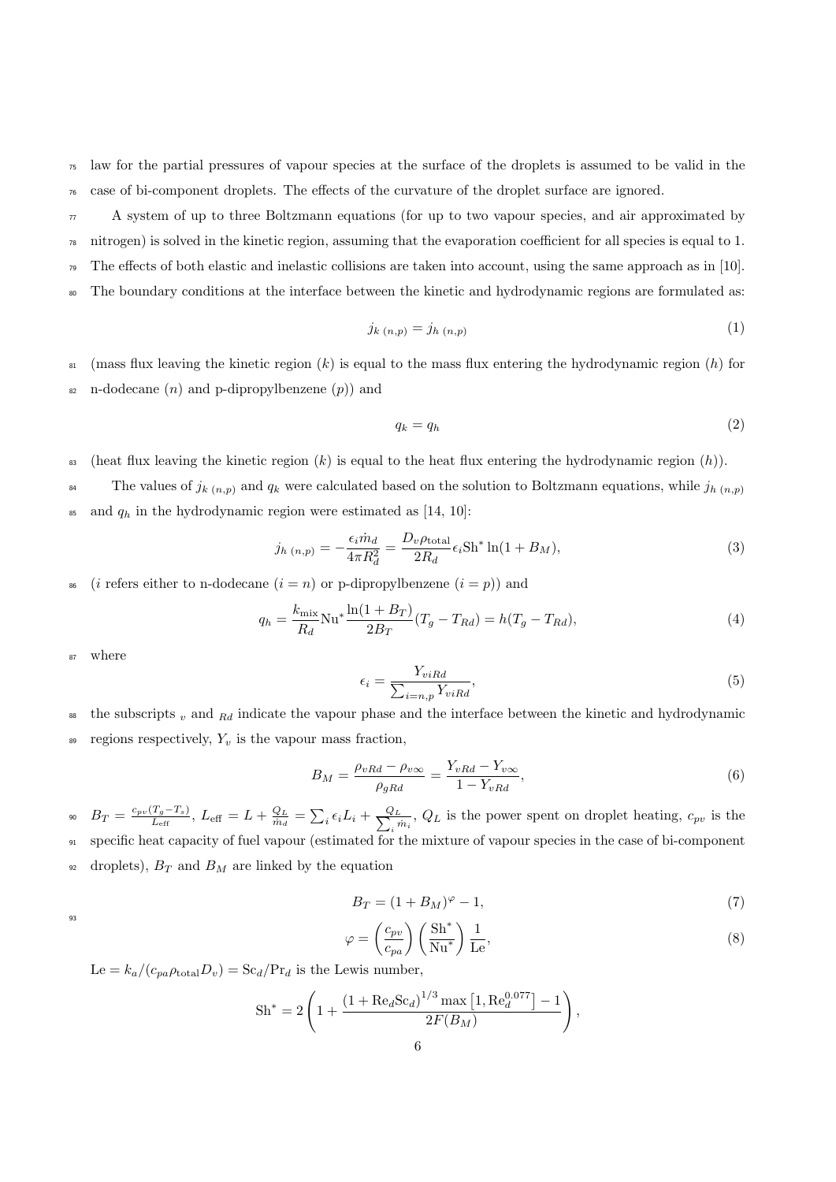law for the partial pressures of vapour species at the surface of the droplets is assumed to be valid in the case of bi-component droplets. The effects of the curvature of the droplet surface are ignored.

A system of up to three Boltzmann equations (for up to two vapour species, and air approximated by nitrogen) is solved in the kinetic region, assuming that the evaporation coefficient for all species is equal to 1. The effects of both elastic and inelastic collisions are taken into account, using the same approach as in [10]. The boundary conditions at the interface between the kinetic and hydrodynamic regions are formulated as:

$$j_{k\ (n,p)} = j_{h\ (n,p)} \tag{1}$$

(mass flux leaving the kinetic region ($k$) is equal to the mass flux entering the hydrodynamic region ($h$) for n-dodecane ($n$) and p-dipropylbenzene ($p$)) and

$$q_k = q_h \tag{2}$$

(heat flux leaving the kinetic region ($k$) is equal to the heat flux entering the hydrodynamic region ($h$)).

The values of $j_{k\ (n,p)}$ and $q_k$ were calculated based on the solution to Boltzmann equations, while $j_{h\ (n,p)}$ and $q_h$ in the hydrodynamic region were estimated as [14, 10]:

$$j_{h\ (n,p)} = -\frac{\epsilon_i \dot{m}_d}{4\pi R_d^2} = \frac{D_v \rho_{\text{total}}}{2R_d} \epsilon_i \text{Sh}^* \ln(1 + B_M), \tag{3}$$

($i$ refers either to n-dodecane ($i = n$) or p-dipropylbenzene ($i = p$)) and

$$q_h = \frac{k_{\text{mix}}}{R_d} \text{Nu}^* \frac{\ln(1 + B_T)}{2B_T} (T_g - T_{Rd}) = h(T_g - T_{Rd}), \tag{4}$$

where

$$\epsilon_i = \frac{Y_{viRd}}{\sum_{i=n,p} Y_{viRd}}, \tag{5}$$

the subscripts $_v$ and $_{Rd}$ indicate the vapour phase and the interface between the kinetic and hydrodynamic regions respectively, $Y_v$ is the vapour mass fraction,

$$B_M = \frac{\rho_{vRd} - \rho_{v\infty}}{\rho_{gRd}} = \frac{Y_{vRd} - Y_{v\infty}}{1 - Y_{vRd}}, \tag{6}$$

$B_T = \frac{c_{pv}(T_g - T_s)}{L_{\text{eff}}}$, $L_{\text{eff}} = L + \frac{Q_L}{\dot{m}_d} = \sum_i \epsilon_i L_i + \frac{Q_L}{\sum_i \dot{m}_i}$, $Q_L$ is the power spent on droplet heating, $c_{pv}$ is the specific heat capacity of fuel vapour (estimated for the mixture of vapour species in the case of bi-component droplets), $B_T$ and $B_M$ are linked by the equation

$$B_T = (1 + B_M)^{\varphi} - 1, \tag{7}$$

$$\varphi = \left(\frac{c_{pv}}{c_{pa}}\right) \left(\frac{\text{Sh}^*}{\text{Nu}^*}\right) \frac{1}{\text{Le}}, \tag{8}$$

$\text{Le} = k_a/(c_{pa}\rho_{\text{total}} D_v) = \text{Sc}_d/\text{Pr}_d$ is the Lewis number,

$$\text{Sh}^* = 2\left(1 + \frac{(1 + \text{Re}_d \text{Sc}_d)^{1/3} \max\left[1, \text{Re}_d^{0.077}\right] - 1}{2F(B_M)}\right),$$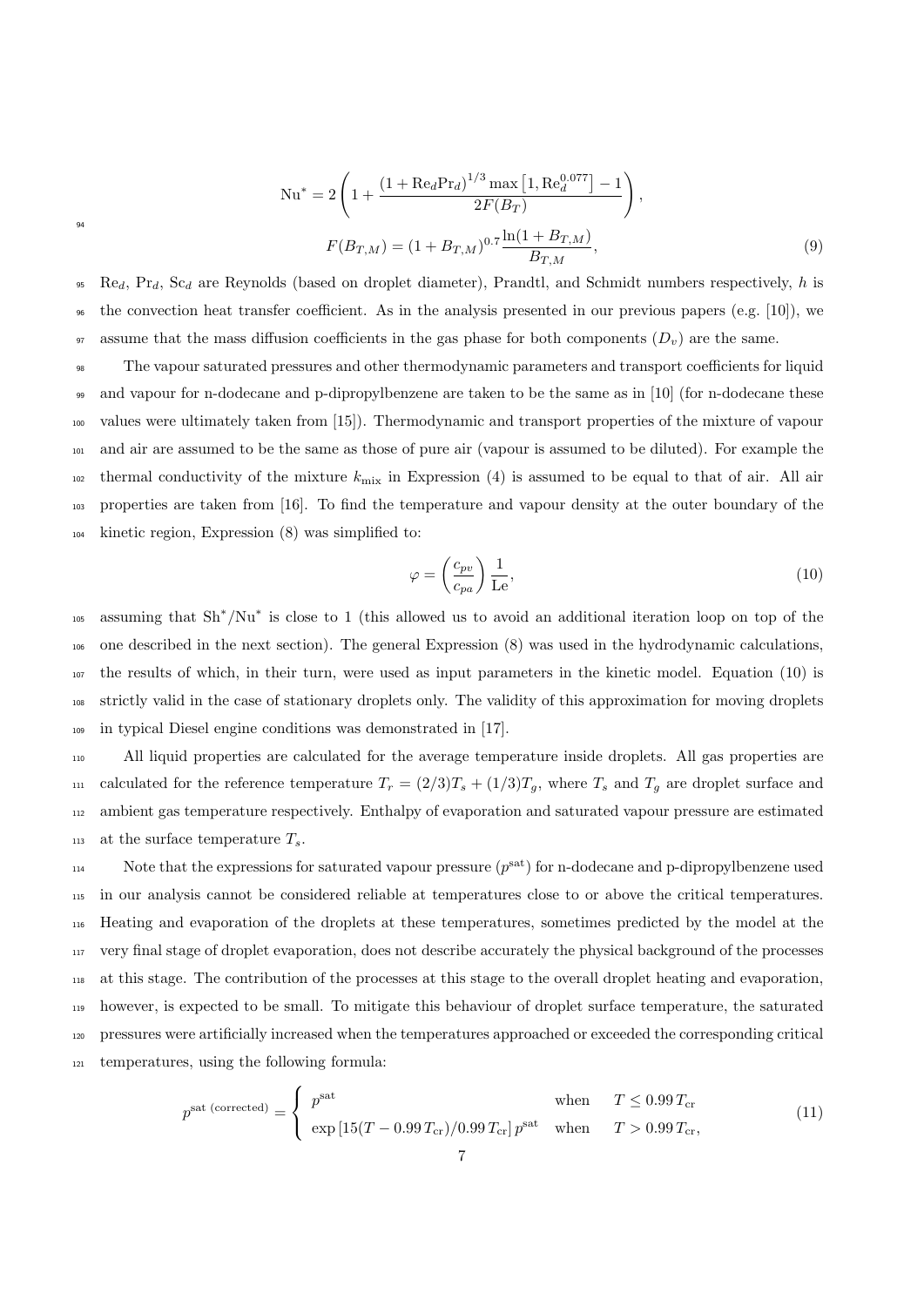$$\mathrm{Nu}^* = 2\left(1 + \frac{(1+\mathrm{Re}_d\mathrm{Pr}_d)^{1/3}\max\left[1, \mathrm{Re}_d^{0.077}\right] - 1}{2F(B_T)}\right),$$

$$F(B_{T,M}) = (1+B_{T,M})^{0.7}\frac{\ln(1+B_{T,M})}{B_{T,M}}, \tag{9}$$

$\mathrm{Re}_d$, $\mathrm{Pr}_d$, $\mathrm{Sc}_d$ are Reynolds (based on droplet diameter), Prandtl, and Schmidt numbers respectively, $h$ is the convection heat transfer coefficient. As in the analysis presented in our previous papers (e.g. [10]), we assume that the mass diffusion coefficients in the gas phase for both components ($D_v$) are the same.

The vapour saturated pressures and other thermodynamic parameters and transport coefficients for liquid and vapour for n-dodecane and p-dipropylbenzene are taken to be the same as in [10] (for n-dodecane these values were ultimately taken from [15]). Thermodynamic and transport properties of the mixture of vapour and air are assumed to be the same as those of pure air (vapour is assumed to be diluted). For example the thermal conductivity of the mixture $k_{\mathrm{mix}}$ in Expression (4) is assumed to be equal to that of air. All air properties are taken from [16]. To find the temperature and vapour density at the outer boundary of the kinetic region, Expression (8) was simplified to:

$$\varphi = \left(\frac{c_{pv}}{c_{pa}}\right)\frac{1}{\mathrm{Le}}, \tag{10}$$

assuming that $\mathrm{Sh}^*/\mathrm{Nu}^*$ is close to 1 (this allowed us to avoid an additional iteration loop on top of the one described in the next section). The general Expression (8) was used in the hydrodynamic calculations, the results of which, in their turn, were used as input parameters in the kinetic model. Equation (10) is strictly valid in the case of stationary droplets only. The validity of this approximation for moving droplets in typical Diesel engine conditions was demonstrated in [17].

All liquid properties are calculated for the average temperature inside droplets. All gas properties are calculated for the reference temperature $T_r = (2/3)T_s + (1/3)T_g$, where $T_s$ and $T_g$ are droplet surface and ambient gas temperature respectively. Enthalpy of evaporation and saturated vapour pressure are estimated at the surface temperature $T_s$.

Note that the expressions for saturated vapour pressure ($p^{\mathrm{sat}}$) for n-dodecane and p-dipropylbenzene used in our analysis cannot be considered reliable at temperatures close to or above the critical temperatures. Heating and evaporation of the droplets at these temperatures, sometimes predicted by the model at the very final stage of droplet evaporation, does not describe accurately the physical background of the processes at this stage. The contribution of the processes at this stage to the overall droplet heating and evaporation, however, is expected to be small. To mitigate this behaviour of droplet surface temperature, the saturated pressures were artificially increased when the temperatures approached or exceeded the corresponding critical temperatures, using the following formula:

$$p^{\mathrm{sat\ (corrected)}} = \begin{cases} p^{\mathrm{sat}} & \text{when} \quad T \leq 0.99\,T_{\mathrm{cr}} \\ \exp\left[15(T - 0.99\,T_{\mathrm{cr}})/0.99\,T_{\mathrm{cr}}\right] p^{\mathrm{sat}} & \text{when} \quad T > 0.99\,T_{\mathrm{cr}}, \end{cases} \tag{11}$$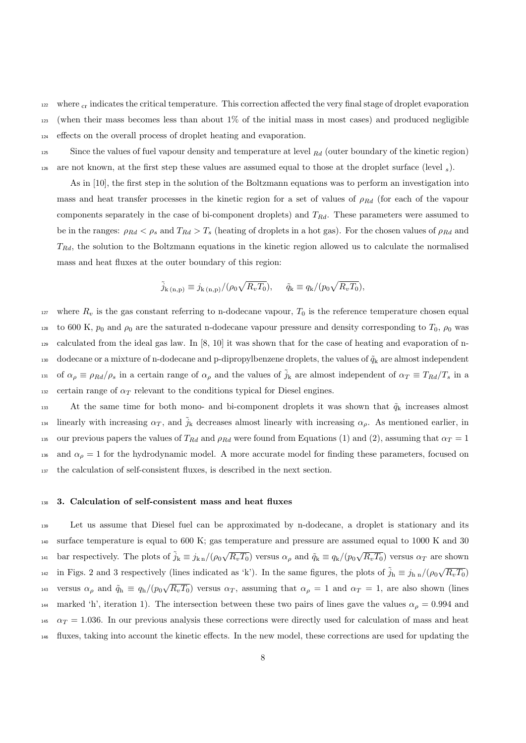where $_{\rm cr}$ indicates the critical temperature. This correction affected the very final stage of droplet evaporation (when their mass becomes less than about 1% of the initial mass in most cases) and produced negligible effects on the overall process of droplet heating and evaporation.

Since the values of fuel vapour density and temperature at level $_{Rd}$ (outer boundary of the kinetic region) are not known, at the first step these values are assumed equal to those at the droplet surface (level $_s$).

As in [10], the first step in the solution of the Boltzmann equations was to perform an investigation into mass and heat transfer processes in the kinetic region for a set of values of $\rho_{Rd}$ (for each of the vapour components separately in the case of bi-component droplets) and $T_{Rd}$. These parameters were assumed to be in the ranges: $\rho_{Rd} < \rho_s$ and $T_{Rd} > T_s$ (heating of droplets in a hot gas). For the chosen values of $\rho_{Rd}$ and $T_{Rd}$, the solution to the Boltzmann equations in the kinetic region allowed us to calculate the normalised mass and heat fluxes at the outer boundary of this region:

$$\tilde{j}_{\rm k\,(n,p)} \equiv j_{\rm k\,(n,p)}/(\rho_0\sqrt{R_v T_0}), \qquad \tilde{q}_{\rm k} \equiv q_{\rm k}/(p_0\sqrt{R_v T_0}),$$

where $R_v$ is the gas constant referring to n-dodecane vapour, $T_0$ is the reference temperature chosen equal to 600 K, $p_0$ and $\rho_0$ are the saturated n-dodecane vapour pressure and density corresponding to $T_0$, $\rho_0$ was calculated from the ideal gas law. In [8, 10] it was shown that for the case of heating and evaporation of n-dodecane or a mixture of n-dodecane and p-dipropylbenzene droplets, the values of $\tilde{q}_{\rm k}$ are almost independent of $\alpha_\rho \equiv \rho_{Rd}/\rho_s$ in a certain range of $\alpha_\rho$ and the values of $\tilde{j}_{\rm k}$ are almost independent of $\alpha_T \equiv T_{Rd}/T_s$ in a certain range of $\alpha_T$ relevant to the conditions typical for Diesel engines.

At the same time for both mono- and bi-component droplets it was shown that $\tilde{q}_{\rm k}$ increases almost linearly with increasing $\alpha_T$, and $\tilde{j}_{\rm k}$ decreases almost linearly with increasing $\alpha_\rho$. As mentioned earlier, in our previous papers the values of $T_{Rd}$ and $\rho_{Rd}$ were found from Equations (1) and (2), assuming that $\alpha_T = 1$ and $\alpha_\rho = 1$ for the hydrodynamic model. A more accurate model for finding these parameters, focused on the calculation of self-consistent fluxes, is described in the next section.

## 3. Calculation of self-consistent mass and heat fluxes

Let us assume that Diesel fuel can be approximated by n-dodecane, a droplet is stationary and its surface temperature is equal to 600 K; gas temperature and pressure are assumed equal to 1000 K and 30 bar respectively. The plots of $\tilde{j}_{\rm k} \equiv j_{\rm k\,n}/(\rho_0\sqrt{R_v T_0})$ versus $\alpha_\rho$ and $\tilde{q}_{\rm k} \equiv q_{\rm k}/(p_0\sqrt{R_v T_0})$ versus $\alpha_T$ are shown in Figs. 2 and 3 respectively (lines indicated as 'k'). In the same figures, the plots of $\tilde{j}_{\rm h} \equiv j_{\rm h\,n}/(\rho_0\sqrt{R_v T_0})$ versus $\alpha_\rho$ and $\tilde{q}_{\rm h} \equiv q_{\rm h}/(p_0\sqrt{R_v T_0})$ versus $\alpha_T$, assuming that $\alpha_\rho = 1$ and $\alpha_T = 1$, are also shown (lines marked 'h', iteration 1). The intersection between these two pairs of lines gave the values $\alpha_\rho = 0.994$ and $\alpha_T = 1.036$. In our previous analysis these corrections were directly used for calculation of mass and heat fluxes, taking into account the kinetic effects. In the new model, these corrections are used for updating the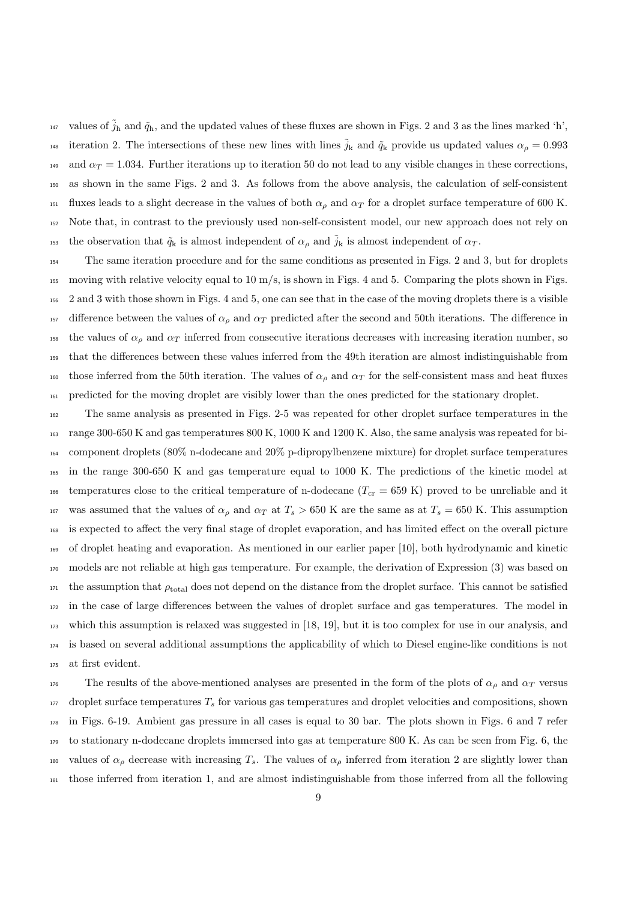values of $\tilde{j}_{\mathrm{h}}$ and $\tilde{q}_{\mathrm{h}}$, and the updated values of these fluxes are shown in Figs. 2 and 3 as the lines marked 'h', iteration 2. The intersections of these new lines with lines $\tilde{j}_{\mathrm{k}}$ and $\tilde{q}_{\mathrm{k}}$ provide us updated values $\alpha_\rho = 0.993$ and $\alpha_T = 1.034$. Further iterations up to iteration 50 do not lead to any visible changes in these corrections, as shown in the same Figs. 2 and 3. As follows from the above analysis, the calculation of self-consistent fluxes leads to a slight decrease in the values of both $\alpha_\rho$ and $\alpha_T$ for a droplet surface temperature of 600 K. Note that, in contrast to the previously used non-self-consistent model, our new approach does not rely on the observation that $\tilde{q}_{\mathrm{k}}$ is almost independent of $\alpha_\rho$ and $\tilde{j}_{\mathrm{k}}$ is almost independent of $\alpha_T$.

The same iteration procedure and for the same conditions as presented in Figs. 2 and 3, but for droplets moving with relative velocity equal to 10 m/s, is shown in Figs. 4 and 5. Comparing the plots shown in Figs. 2 and 3 with those shown in Figs. 4 and 5, one can see that in the case of the moving droplets there is a visible difference between the values of $\alpha_\rho$ and $\alpha_T$ predicted after the second and 50th iterations. The difference in the values of $\alpha_\rho$ and $\alpha_T$ inferred from consecutive iterations decreases with increasing iteration number, so that the differences between these values inferred from the 49th iteration are almost indistinguishable from those inferred from the 50th iteration. The values of $\alpha_\rho$ and $\alpha_T$ for the self-consistent mass and heat fluxes predicted for the moving droplet are visibly lower than the ones predicted for the stationary droplet.

The same analysis as presented in Figs. 2-5 was repeated for other droplet surface temperatures in the range 300-650 K and gas temperatures 800 K, 1000 K and 1200 K. Also, the same analysis was repeated for bi-component droplets (80% n-dodecane and 20% p-dipropylbenzene mixture) for droplet surface temperatures in the range 300-650 K and gas temperature equal to 1000 K. The predictions of the kinetic model at temperatures close to the critical temperature of n-dodecane ($T_{\mathrm{cr}} = 659$ K) proved to be unreliable and it was assumed that the values of $\alpha_\rho$ and $\alpha_T$ at $T_s > 650$ K are the same as at $T_s = 650$ K. This assumption is expected to affect the very final stage of droplet evaporation, and has limited effect on the overall picture of droplet heating and evaporation. As mentioned in our earlier paper [10], both hydrodynamic and kinetic models are not reliable at high gas temperature. For example, the derivation of Expression (3) was based on the assumption that $\rho_{\mathrm{total}}$ does not depend on the distance from the droplet surface. This cannot be satisfied in the case of large differences between the values of droplet surface and gas temperatures. The model in which this assumption is relaxed was suggested in [18, 19], but it is too complex for use in our analysis, and is based on several additional assumptions the applicability of which to Diesel engine-like conditions is not at first evident.

The results of the above-mentioned analyses are presented in the form of the plots of $\alpha_\rho$ and $\alpha_T$ versus droplet surface temperatures $T_s$ for various gas temperatures and droplet velocities and compositions, shown in Figs. 6-19. Ambient gas pressure in all cases is equal to 30 bar. The plots shown in Figs. 6 and 7 refer to stationary n-dodecane droplets immersed into gas at temperature 800 K. As can be seen from Fig. 6, the values of $\alpha_\rho$ decrease with increasing $T_s$. The values of $\alpha_\rho$ inferred from iteration 2 are slightly lower than those inferred from iteration 1, and are almost indistinguishable from those inferred from all the following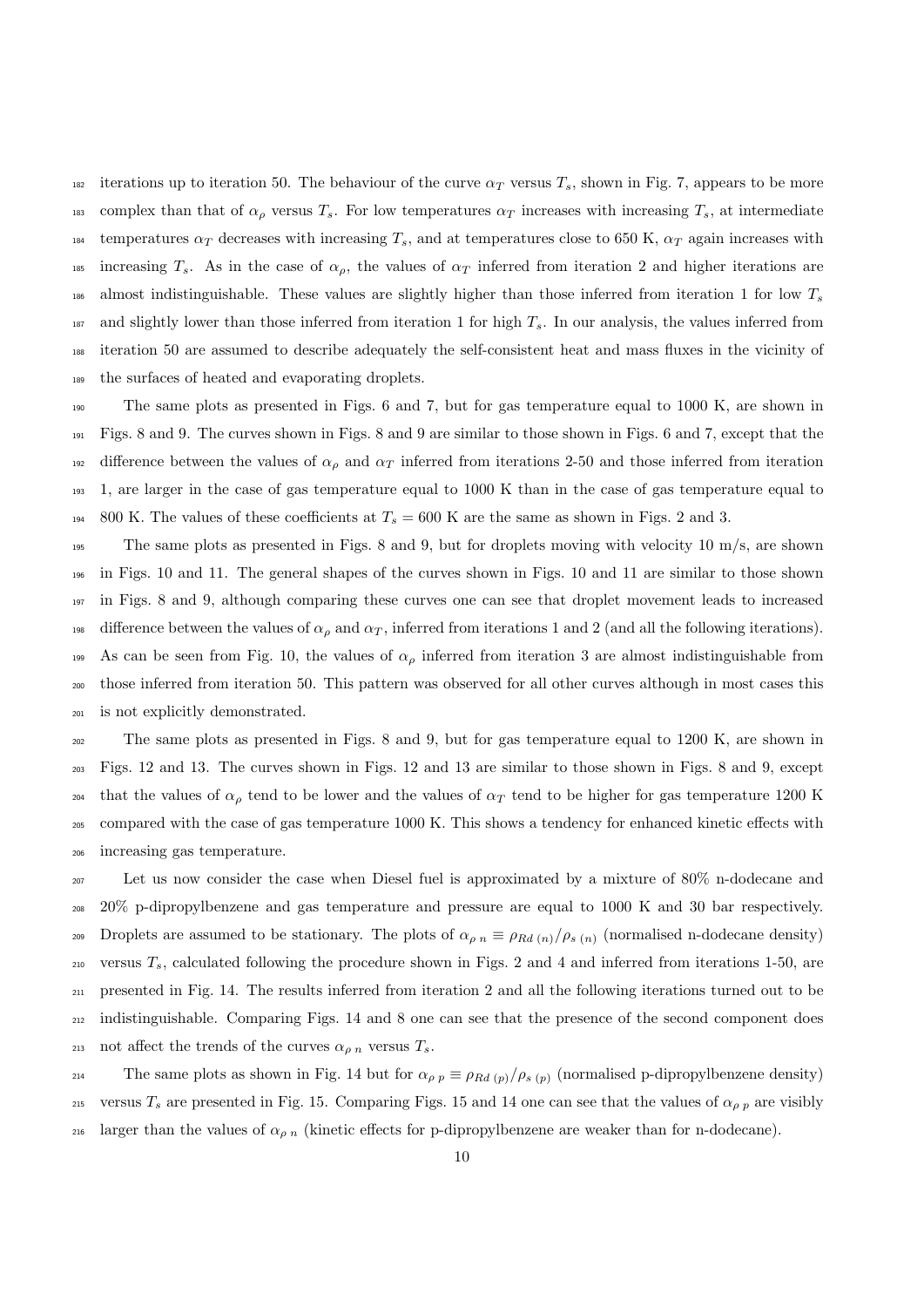iterations up to iteration 50. The behaviour of the curve $\alpha_T$ versus $T_s$, shown in Fig. 7, appears to be more complex than that of $\alpha_\rho$ versus $T_s$. For low temperatures $\alpha_T$ increases with increasing $T_s$, at intermediate temperatures $\alpha_T$ decreases with increasing $T_s$, and at temperatures close to 650 K, $\alpha_T$ again increases with increasing $T_s$. As in the case of $\alpha_\rho$, the values of $\alpha_T$ inferred from iteration 2 and higher iterations are almost indistinguishable. These values are slightly higher than those inferred from iteration 1 for low $T_s$ and slightly lower than those inferred from iteration 1 for high $T_s$. In our analysis, the values inferred from iteration 50 are assumed to describe adequately the self-consistent heat and mass fluxes in the vicinity of the surfaces of heated and evaporating droplets.

The same plots as presented in Figs. 6 and 7, but for gas temperature equal to 1000 K, are shown in Figs. 8 and 9. The curves shown in Figs. 8 and 9 are similar to those shown in Figs. 6 and 7, except that the difference between the values of $\alpha_\rho$ and $\alpha_T$ inferred from iterations 2-50 and those inferred from iteration 1, are larger in the case of gas temperature equal to 1000 K than in the case of gas temperature equal to 800 K. The values of these coefficients at $T_s = 600$ K are the same as shown in Figs. 2 and 3.

The same plots as presented in Figs. 8 and 9, but for droplets moving with velocity 10 m/s, are shown in Figs. 10 and 11. The general shapes of the curves shown in Figs. 10 and 11 are similar to those shown in Figs. 8 and 9, although comparing these curves one can see that droplet movement leads to increased difference between the values of $\alpha_\rho$ and $\alpha_T$, inferred from iterations 1 and 2 (and all the following iterations). As can be seen from Fig. 10, the values of $\alpha_\rho$ inferred from iteration 3 are almost indistinguishable from those inferred from iteration 50. This pattern was observed for all other curves although in most cases this is not explicitly demonstrated.

The same plots as presented in Figs. 8 and 9, but for gas temperature equal to 1200 K, are shown in Figs. 12 and 13. The curves shown in Figs. 12 and 13 are similar to those shown in Figs. 8 and 9, except that the values of $\alpha_\rho$ tend to be lower and the values of $\alpha_T$ tend to be higher for gas temperature 1200 K compared with the case of gas temperature 1000 K. This shows a tendency for enhanced kinetic effects with increasing gas temperature.

Let us now consider the case when Diesel fuel is approximated by a mixture of 80% n-dodecane and 20% p-dipropylbenzene and gas temperature and pressure are equal to 1000 K and 30 bar respectively. Droplets are assumed to be stationary. The plots of $\alpha_{\rho\ n} \equiv \rho_{Rd\ (n)}/\rho_{s\ (n)}$ (normalised n-dodecane density) versus $T_s$, calculated following the procedure shown in Figs. 2 and 4 and inferred from iterations 1-50, are presented in Fig. 14. The results inferred from iteration 2 and all the following iterations turned out to be indistinguishable. Comparing Figs. 14 and 8 one can see that the presence of the second component does not affect the trends of the curves $\alpha_{\rho\ n}$ versus $T_s$.

The same plots as shown in Fig. 14 but for $\alpha_{\rho\ p} \equiv \rho_{Rd\ (p)}/\rho_{s\ (p)}$ (normalised p-dipropylbenzene density) versus $T_s$ are presented in Fig. 15. Comparing Figs. 15 and 14 one can see that the values of $\alpha_{\rho\ p}$ are visibly larger than the values of $\alpha_{\rho\ n}$ (kinetic effects for p-dipropylbenzene are weaker than for n-dodecane).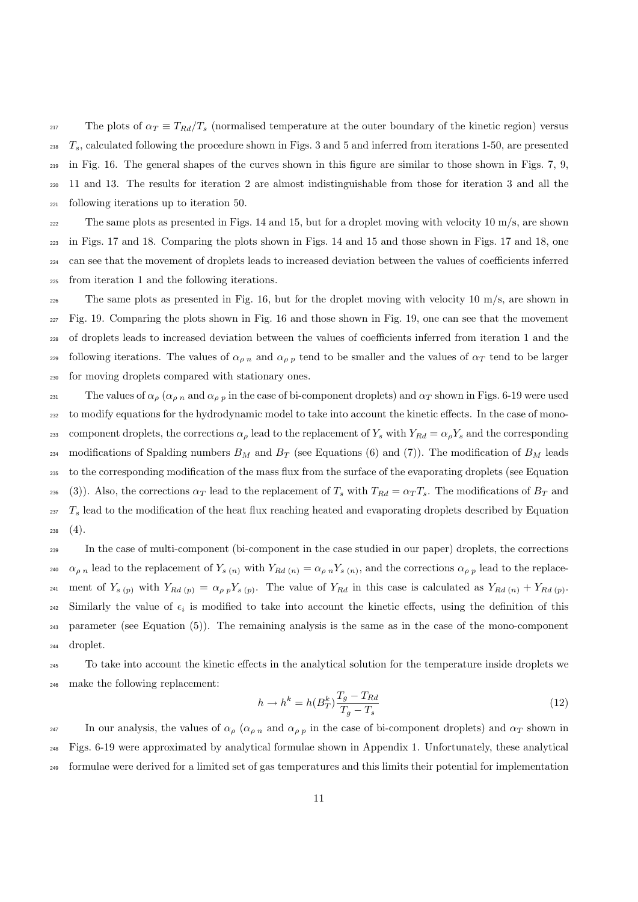The plots of $\alpha_T \equiv T_{Rd}/T_s$ (normalised temperature at the outer boundary of the kinetic region) versus $T_s$, calculated following the procedure shown in Figs. 3 and 5 and inferred from iterations 1-50, are presented in Fig. 16. The general shapes of the curves shown in this figure are similar to those shown in Figs. 7, 9, 11 and 13. The results for iteration 2 are almost indistinguishable from those for iteration 3 and all the following iterations up to iteration 50.

The same plots as presented in Figs. 14 and 15, but for a droplet moving with velocity 10 m/s, are shown in Figs. 17 and 18. Comparing the plots shown in Figs. 14 and 15 and those shown in Figs. 17 and 18, one can see that the movement of droplets leads to increased deviation between the values of coefficients inferred from iteration 1 and the following iterations.

The same plots as presented in Fig. 16, but for the droplet moving with velocity 10 m/s, are shown in Fig. 19. Comparing the plots shown in Fig. 16 and those shown in Fig. 19, one can see that the movement of droplets leads to increased deviation between the values of coefficients inferred from iteration 1 and the following iterations. The values of $\alpha_{\rho\ n}$ and $\alpha_{\rho\ p}$ tend to be smaller and the values of $\alpha_T$ tend to be larger for moving droplets compared with stationary ones.

The values of $\alpha_\rho$ ($\alpha_{\rho\ n}$ and $\alpha_{\rho\ p}$ in the case of bi-component droplets) and $\alpha_T$ shown in Figs. 6-19 were used to modify equations for the hydrodynamic model to take into account the kinetic effects. In the case of mono-component droplets, the corrections $\alpha_\rho$ lead to the replacement of $Y_s$ with $Y_{Rd} = \alpha_\rho Y_s$ and the corresponding modifications of Spalding numbers $B_M$ and $B_T$ (see Equations (6) and (7)). The modification of $B_M$ leads to the corresponding modification of the mass flux from the surface of the evaporating droplets (see Equation (3)). Also, the corrections $\alpha_T$ lead to the replacement of $T_s$ with $T_{Rd} = \alpha_T T_s$. The modifications of $B_T$ and $T_s$ lead to the modification of the heat flux reaching heated and evaporating droplets described by Equation (4).

In the case of multi-component (bi-component in the case studied in our paper) droplets, the corrections $\alpha_{\rho\ n}$ lead to the replacement of $Y_{s\ (n)}$ with $Y_{Rd\ (n)} = \alpha_{\rho\ n} Y_{s\ (n)}$, and the corrections $\alpha_{\rho\ p}$ lead to the replacement of $Y_{s\ (p)}$ with $Y_{Rd\ (p)} = \alpha_{\rho\ p} Y_{s\ (p)}$. The value of $Y_{Rd}$ in this case is calculated as $Y_{Rd\ (n)} + Y_{Rd\ (p)}$. Similarly the value of $\epsilon_i$ is modified to take into account the kinetic effects, using the definition of this parameter (see Equation (5)). The remaining analysis is the same as in the case of the mono-component droplet.

To take into account the kinetic effects in the analytical solution for the temperature inside droplets we make the following replacement:

$$h \to h^k = h(B_T^k)\frac{T_g - T_{Rd}}{T_g - T_s} \tag{12}$$

In our analysis, the values of $\alpha_\rho$ ($\alpha_{\rho\ n}$ and $\alpha_{\rho\ p}$ in the case of bi-component droplets) and $\alpha_T$ shown in Figs. 6-19 were approximated by analytical formulae shown in Appendix 1. Unfortunately, these analytical formulae were derived for a limited set of gas temperatures and this limits their potential for implementation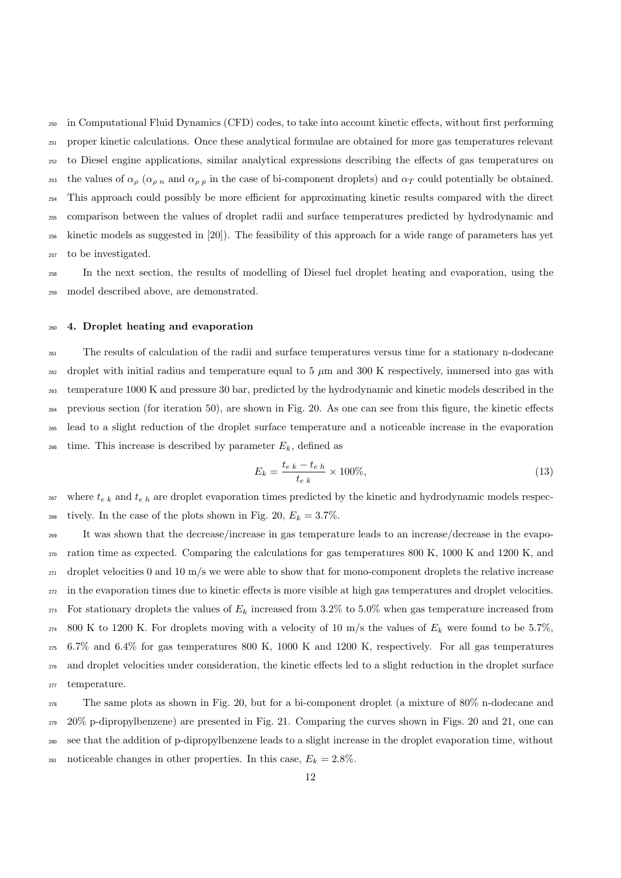in Computational Fluid Dynamics (CFD) codes, to take into account kinetic effects, without first performing proper kinetic calculations. Once these analytical formulae are obtained for more gas temperatures relevant to Diesel engine applications, similar analytical expressions describing the effects of gas temperatures on the values of $\alpha_\rho$ ($\alpha_{\rho\ n}$ and $\alpha_{\rho\ p}$ in the case of bi-component droplets) and $\alpha_T$ could potentially be obtained. This approach could possibly be more efficient for approximating kinetic results compared with the direct comparison between the values of droplet radii and surface temperatures predicted by hydrodynamic and kinetic models as suggested in [20]). The feasibility of this approach for a wide range of parameters has yet to be investigated.

In the next section, the results of modelling of Diesel fuel droplet heating and evaporation, using the model described above, are demonstrated.

## 4. Droplet heating and evaporation

The results of calculation of the radii and surface temperatures versus time for a stationary n-dodecane droplet with initial radius and temperature equal to 5 $\mu$m and 300 K respectively, immersed into gas with temperature 1000 K and pressure 30 bar, predicted by the hydrodynamic and kinetic models described in the previous section (for iteration 50), are shown in Fig. 20. As one can see from this figure, the kinetic effects lead to a slight reduction of the droplet surface temperature and a noticeable increase in the evaporation time. This increase is described by parameter $E_k$, defined as

$$E_k = \frac{t_{e\ k} - t_{e\ h}}{t_{e\ k}} \times 100\%, \tag{13}$$

where $t_{e\ k}$ and $t_{e\ h}$ are droplet evaporation times predicted by the kinetic and hydrodynamic models respectively. In the case of the plots shown in Fig. 20, $E_k = 3.7\%$.

It was shown that the decrease/increase in gas temperature leads to an increase/decrease in the evaporation time as expected. Comparing the calculations for gas temperatures 800 K, 1000 K and 1200 K, and droplet velocities 0 and 10 m/s we were able to show that for mono-component droplets the relative increase in the evaporation times due to kinetic effects is more visible at high gas temperatures and droplet velocities. For stationary droplets the values of $E_k$ increased from 3.2% to 5.0% when gas temperature increased from 800 K to 1200 K. For droplets moving with a velocity of 10 m/s the values of $E_k$ were found to be 5.7%, 6.7% and 6.4% for gas temperatures 800 K, 1000 K and 1200 K, respectively. For all gas temperatures and droplet velocities under consideration, the kinetic effects led to a slight reduction in the droplet surface temperature.

The same plots as shown in Fig. 20, but for a bi-component droplet (a mixture of 80% n-dodecane and 20% p-dipropylbenzene) are presented in Fig. 21. Comparing the curves shown in Figs. 20 and 21, one can see that the addition of p-dipropylbenzene leads to a slight increase in the droplet evaporation time, without noticeable changes in other properties. In this case, $E_k = 2.8\%$.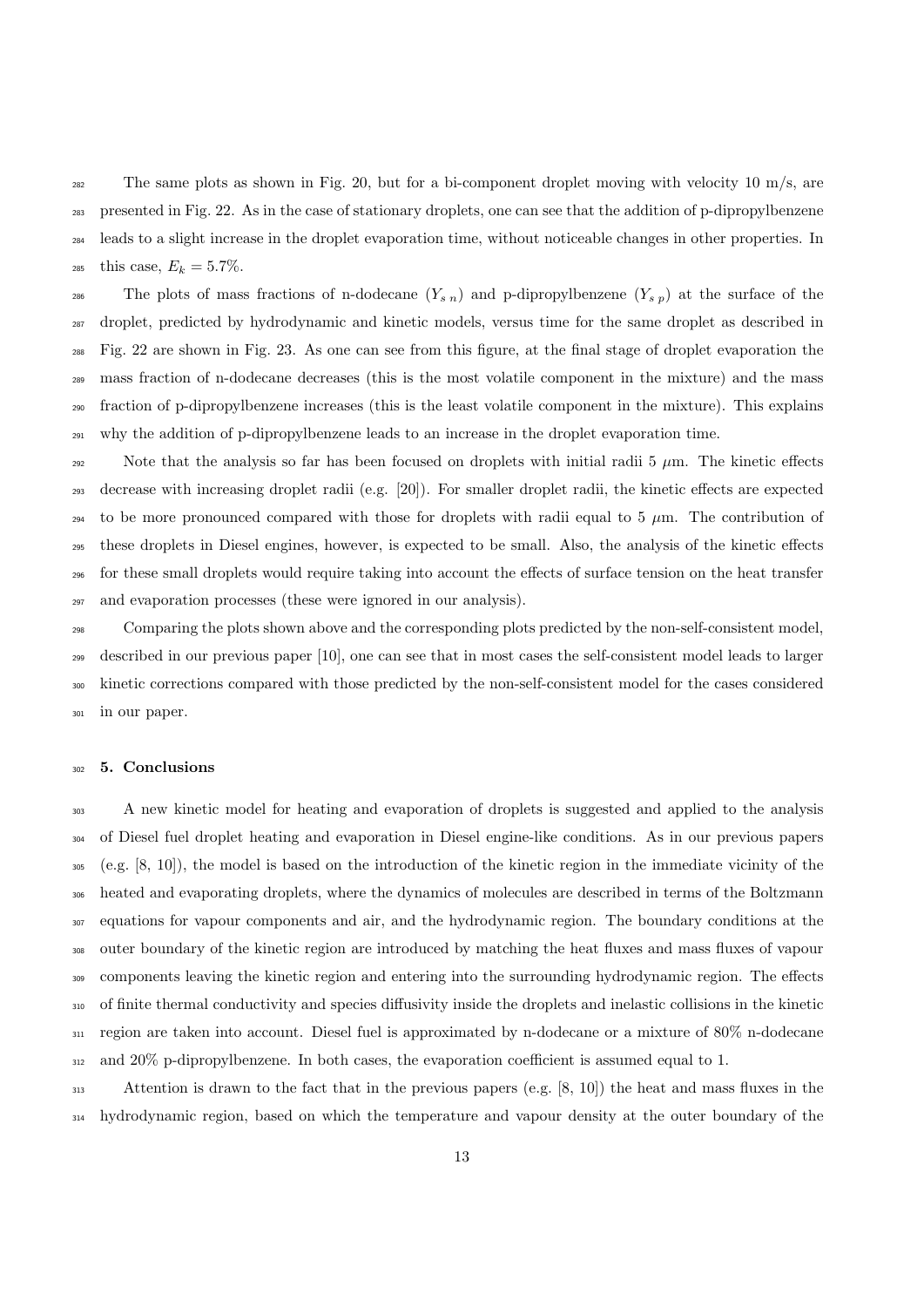The same plots as shown in Fig. 20, but for a bi-component droplet moving with velocity 10 m/s, are presented in Fig. 22. As in the case of stationary droplets, one can see that the addition of p-dipropylbenzene leads to a slight increase in the droplet evaporation time, without noticeable changes in other properties. In this case, $E_k = 5.7\%$.

The plots of mass fractions of n-dodecane ($Y_{s\ n}$) and p-dipropylbenzene ($Y_{s\ p}$) at the surface of the droplet, predicted by hydrodynamic and kinetic models, versus time for the same droplet as described in Fig. 22 are shown in Fig. 23. As one can see from this figure, at the final stage of droplet evaporation the mass fraction of n-dodecane decreases (this is the most volatile component in the mixture) and the mass fraction of p-dipropylbenzene increases (this is the least volatile component in the mixture). This explains why the addition of p-dipropylbenzene leads to an increase in the droplet evaporation time.

Note that the analysis so far has been focused on droplets with initial radii 5 $\mu$m. The kinetic effects decrease with increasing droplet radii (e.g. [20]). For smaller droplet radii, the kinetic effects are expected to be more pronounced compared with those for droplets with radii equal to 5 $\mu$m. The contribution of these droplets in Diesel engines, however, is expected to be small. Also, the analysis of the kinetic effects for these small droplets would require taking into account the effects of surface tension on the heat transfer and evaporation processes (these were ignored in our analysis).

Comparing the plots shown above and the corresponding plots predicted by the non-self-consistent model, described in our previous paper [10], one can see that in most cases the self-consistent model leads to larger kinetic corrections compared with those predicted by the non-self-consistent model for the cases considered in our paper.

## 5. Conclusions

A new kinetic model for heating and evaporation of droplets is suggested and applied to the analysis of Diesel fuel droplet heating and evaporation in Diesel engine-like conditions. As in our previous papers (e.g. [8, 10]), the model is based on the introduction of the kinetic region in the immediate vicinity of the heated and evaporating droplets, where the dynamics of molecules are described in terms of the Boltzmann equations for vapour components and air, and the hydrodynamic region. The boundary conditions at the outer boundary of the kinetic region are introduced by matching the heat fluxes and mass fluxes of vapour components leaving the kinetic region and entering into the surrounding hydrodynamic region. The effects of finite thermal conductivity and species diffusivity inside the droplets and inelastic collisions in the kinetic region are taken into account. Diesel fuel is approximated by n-dodecane or a mixture of 80% n-dodecane and 20% p-dipropylbenzene. In both cases, the evaporation coefficient is assumed equal to 1.

Attention is drawn to the fact that in the previous papers (e.g. [8, 10]) the heat and mass fluxes in the hydrodynamic region, based on which the temperature and vapour density at the outer boundary of the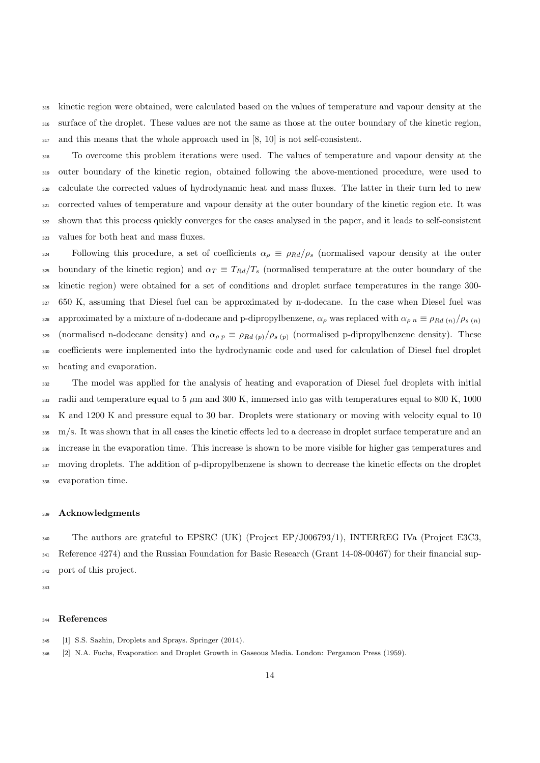kinetic region were obtained, were calculated based on the values of temperature and vapour density at the surface of the droplet. These values are not the same as those at the outer boundary of the kinetic region, and this means that the whole approach used in [8, 10] is not self-consistent.

To overcome this problem iterations were used. The values of temperature and vapour density at the outer boundary of the kinetic region, obtained following the above-mentioned procedure, were used to calculate the corrected values of hydrodynamic heat and mass fluxes. The latter in their turn led to new corrected values of temperature and vapour density at the outer boundary of the kinetic region etc. It was shown that this process quickly converges for the cases analysed in the paper, and it leads to self-consistent values for both heat and mass fluxes.

Following this procedure, a set of coefficients $\alpha_\rho \equiv \rho_{Rd}/\rho_s$ (normalised vapour density at the outer boundary of the kinetic region) and $\alpha_T \equiv T_{Rd}/T_s$ (normalised temperature at the outer boundary of the kinetic region) were obtained for a set of conditions and droplet surface temperatures in the range 300-650 K, assuming that Diesel fuel can be approximated by n-dodecane. In the case when Diesel fuel was approximated by a mixture of n-dodecane and p-dipropylbenzene, $\alpha_\rho$ was replaced with $\alpha_{\rho\ n} \equiv \rho_{Rd\ (n)}/\rho_{s\ (n)}$ (normalised n-dodecane density) and $\alpha_{\rho\ p} \equiv \rho_{Rd\ (p)}/\rho_{s\ (p)}$ (normalised p-dipropylbenzene density). These coefficients were implemented into the hydrodynamic code and used for calculation of Diesel fuel droplet heating and evaporation.

The model was applied for the analysis of heating and evaporation of Diesel fuel droplets with initial radii and temperature equal to 5 $\mu$m and 300 K, immersed into gas with temperatures equal to 800 K, 1000 K and 1200 K and pressure equal to 30 bar. Droplets were stationary or moving with velocity equal to 10 m/s. It was shown that in all cases the kinetic effects led to a decrease in droplet surface temperature and an increase in the evaporation time. This increase is shown to be more visible for higher gas temperatures and moving droplets. The addition of p-dipropylbenzene is shown to decrease the kinetic effects on the droplet evaporation time.

## Acknowledgments

The authors are grateful to EPSRC (UK) (Project EP/J006793/1), INTERREG IVa (Project E3C3, Reference 4274) and the Russian Foundation for Basic Research (Grant 14-08-00467) for their financial support of this project.

## References

[1] S.S. Sazhin, Droplets and Sprays. Springer (2014).

[2] N.A. Fuchs, Evaporation and Droplet Growth in Gaseous Media. London: Pergamon Press (1959).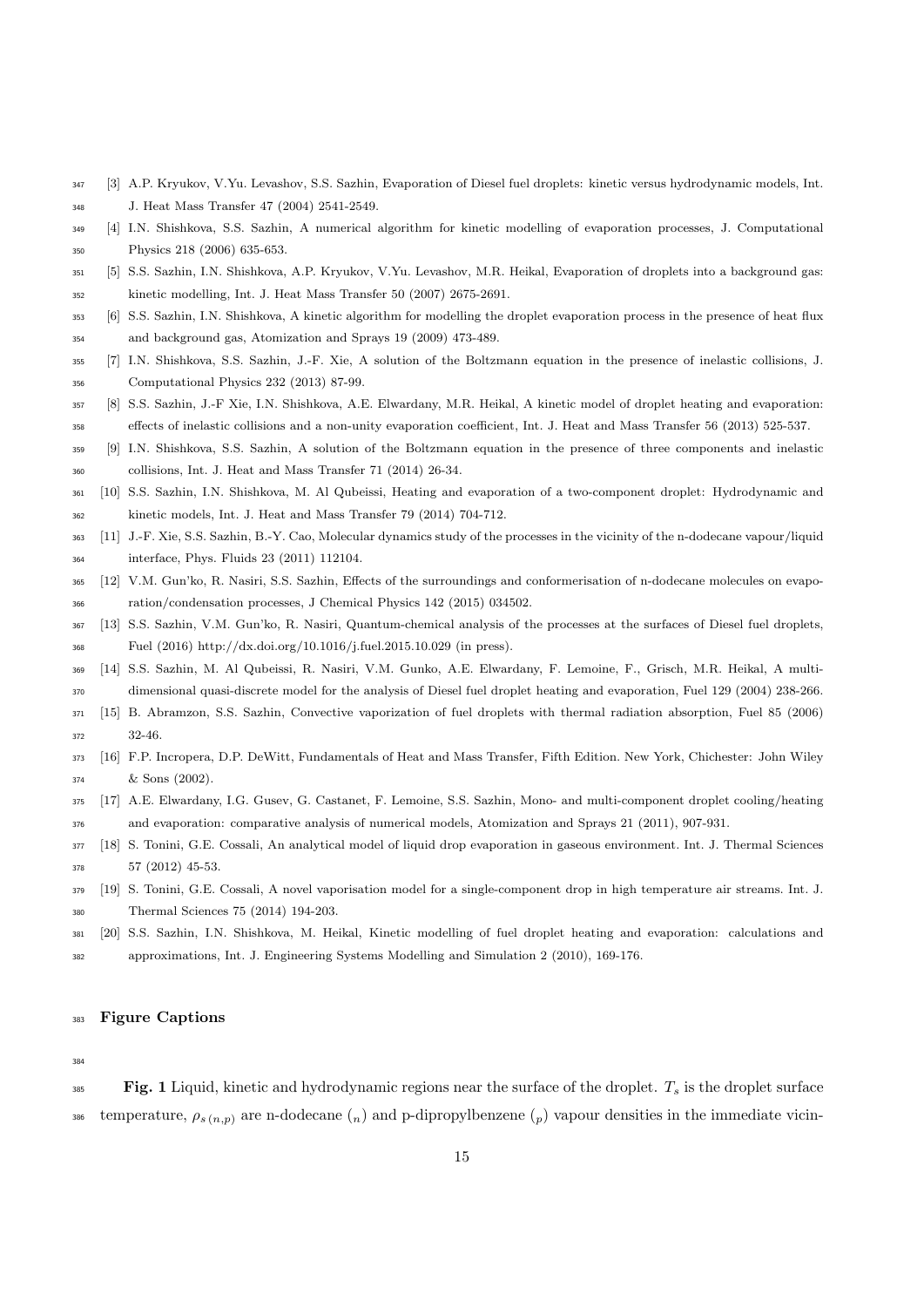[3] A.P. Kryukov, V.Yu. Levashov, S.S. Sazhin, Evaporation of Diesel fuel droplets: kinetic versus hydrodynamic models, Int. J. Heat Mass Transfer 47 (2004) 2541-2549.

[4] I.N. Shishkova, S.S. Sazhin, A numerical algorithm for kinetic modelling of evaporation processes, J. Computational Physics 218 (2006) 635-653.

[5] S.S. Sazhin, I.N. Shishkova, A.P. Kryukov, V.Yu. Levashov, M.R. Heikal, Evaporation of droplets into a background gas: kinetic modelling, Int. J. Heat Mass Transfer 50 (2007) 2675-2691.

[6] S.S. Sazhin, I.N. Shishkova, A kinetic algorithm for modelling the droplet evaporation process in the presence of heat flux and background gas, Atomization and Sprays 19 (2009) 473-489.

[7] I.N. Shishkova, S.S. Sazhin, J.-F. Xie, A solution of the Boltzmann equation in the presence of inelastic collisions, J. Computational Physics 232 (2013) 87-99.

[8] S.S. Sazhin, J.-F Xie, I.N. Shishkova, A.E. Elwardany, M.R. Heikal, A kinetic model of droplet heating and evaporation: effects of inelastic collisions and a non-unity evaporation coefficient, Int. J. Heat and Mass Transfer 56 (2013) 525-537.

[9] I.N. Shishkova, S.S. Sazhin, A solution of the Boltzmann equation in the presence of three components and inelastic collisions, Int. J. Heat and Mass Transfer 71 (2014) 26-34.

[10] S.S. Sazhin, I.N. Shishkova, M. Al Qubeissi, Heating and evaporation of a two-component droplet: Hydrodynamic and kinetic models, Int. J. Heat and Mass Transfer 79 (2014) 704-712.

[11] J.-F. Xie, S.S. Sazhin, B.-Y. Cao, Molecular dynamics study of the processes in the vicinity of the n-dodecane vapour/liquid interface, Phys. Fluids 23 (2011) 112104.

[12] V.M. Gun'ko, R. Nasiri, S.S. Sazhin, Effects of the surroundings and conformerisation of n-dodecane molecules on evaporation/condensation processes, J Chemical Physics 142 (2015) 034502.

[13] S.S. Sazhin, V.M. Gun'ko, R. Nasiri, Quantum-chemical analysis of the processes at the surfaces of Diesel fuel droplets, Fuel (2016) http://dx.doi.org/10.1016/j.fuel.2015.10.029 (in press).

[14] S.S. Sazhin, M. Al Qubeissi, R. Nasiri, V.M. Gunko, A.E. Elwardany, F. Lemoine, F., Grisch, M.R. Heikal, A multi-dimensional quasi-discrete model for the analysis of Diesel fuel droplet heating and evaporation, Fuel 129 (2004) 238-266.

[15] B. Abramzon, S.S. Sazhin, Convective vaporization of fuel droplets with thermal radiation absorption, Fuel 85 (2006) 32-46.

[16] F.P. Incropera, D.P. DeWitt, Fundamentals of Heat and Mass Transfer, Fifth Edition. New York, Chichester: John Wiley & Sons (2002).

[17] A.E. Elwardany, I.G. Gusev, G. Castanet, F. Lemoine, S.S. Sazhin, Mono- and multi-component droplet cooling/heating and evaporation: comparative analysis of numerical models, Atomization and Sprays 21 (2011), 907-931.

[18] S. Tonini, G.E. Cossali, An analytical model of liquid drop evaporation in gaseous environment. Int. J. Thermal Sciences 57 (2012) 45-53.

[19] S. Tonini, G.E. Cossali, A novel vaporisation model for a single-component drop in high temperature air streams. Int. J. Thermal Sciences 75 (2014) 194-203.

[20] S.S. Sazhin, I.N. Shishkova, M. Heikal, Kinetic modelling of fuel droplet heating and evaporation: calculations and approximations, Int. J. Engineering Systems Modelling and Simulation 2 (2010), 169-176.

## Figure Captions

**Fig. 1** Liquid, kinetic and hydrodynamic regions near the surface of the droplet. $T_s$ is the droplet surface temperature, $\rho_{s\,(n,p)}$ are n-dodecane ($_n$) and p-dipropylbenzene ($_p$) vapour densities in the immediate vicin-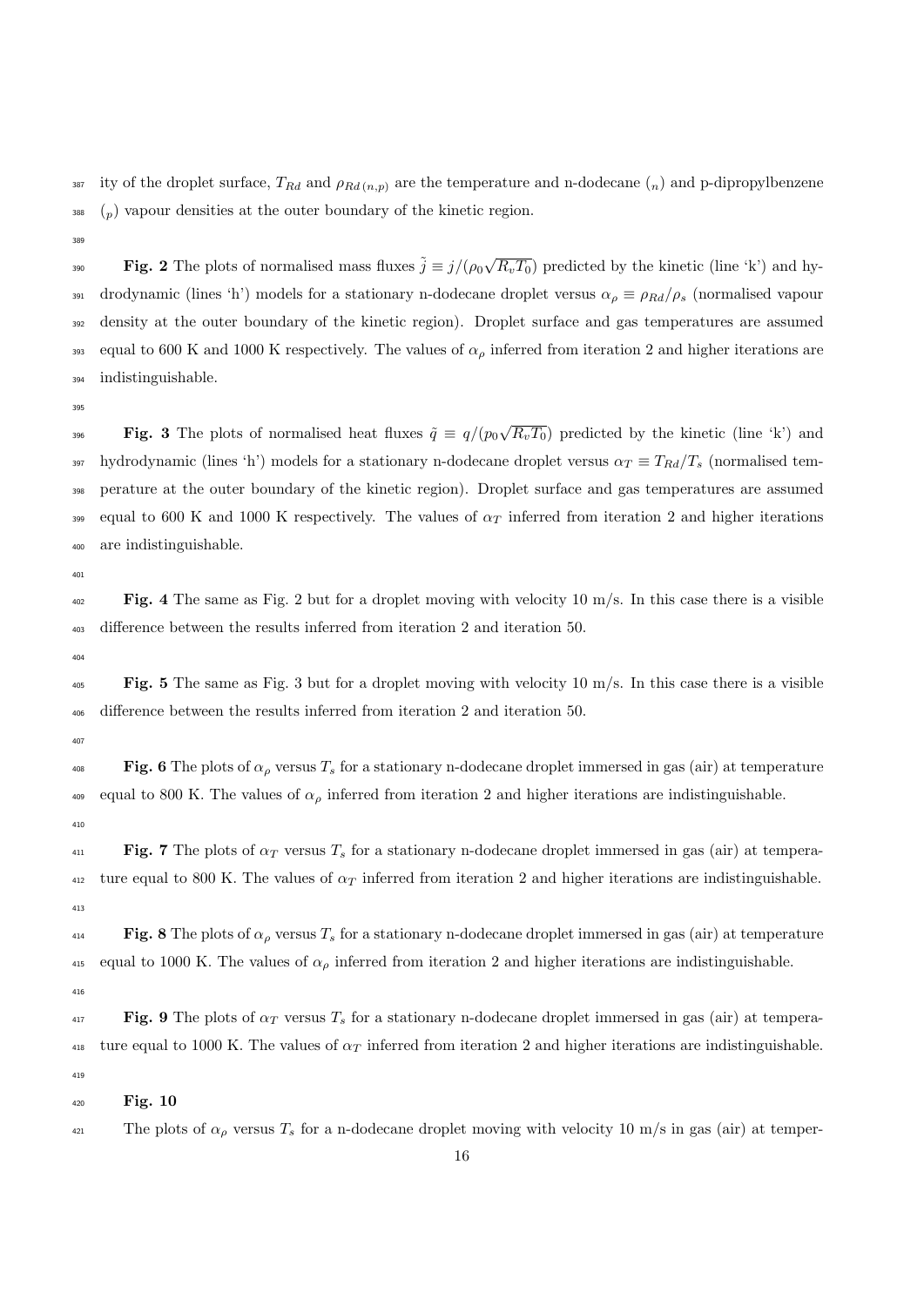ity of the droplet surface, $T_{Rd}$ and $\rho_{Rd\,(n,p)}$ are the temperature and n-dodecane ($_n$) and p-dipropylbenzene ($_p$) vapour densities at the outer boundary of the kinetic region.

**Fig. 2** The plots of normalised mass fluxes $\tilde{j} \equiv j/(\rho_0\sqrt{R_v T_0})$ predicted by the kinetic (line 'k') and hydrodynamic (lines 'h') models for a stationary n-dodecane droplet versus $\alpha_\rho \equiv \rho_{Rd}/\rho_s$ (normalised vapour density at the outer boundary of the kinetic region). Droplet surface and gas temperatures are assumed equal to 600 K and 1000 K respectively. The values of $\alpha_\rho$ inferred from iteration 2 and higher iterations are indistinguishable.

**Fig. 3** The plots of normalised heat fluxes $\tilde{q} \equiv q/(p_0\sqrt{R_v T_0})$ predicted by the kinetic (line 'k') and hydrodynamic (lines 'h') models for a stationary n-dodecane droplet versus $\alpha_T \equiv T_{Rd}/T_s$ (normalised temperature at the outer boundary of the kinetic region). Droplet surface and gas temperatures are assumed equal to 600 K and 1000 K respectively. The values of $\alpha_T$ inferred from iteration 2 and higher iterations are indistinguishable.

**Fig. 4** The same as Fig. 2 but for a droplet moving with velocity 10 m/s. In this case there is a visible difference between the results inferred from iteration 2 and iteration 50.

**Fig. 5** The same as Fig. 3 but for a droplet moving with velocity 10 m/s. In this case there is a visible difference between the results inferred from iteration 2 and iteration 50.

**Fig. 6** The plots of $\alpha_\rho$ versus $T_s$ for a stationary n-dodecane droplet immersed in gas (air) at temperature equal to 800 K. The values of $\alpha_\rho$ inferred from iteration 2 and higher iterations are indistinguishable.

**Fig. 7** The plots of $\alpha_T$ versus $T_s$ for a stationary n-dodecane droplet immersed in gas (air) at temperature equal to 800 K. The values of $\alpha_T$ inferred from iteration 2 and higher iterations are indistinguishable.

**Fig. 8** The plots of $\alpha_\rho$ versus $T_s$ for a stationary n-dodecane droplet immersed in gas (air) at temperature equal to 1000 K. The values of $\alpha_\rho$ inferred from iteration 2 and higher iterations are indistinguishable.

**Fig. 9** The plots of $\alpha_T$ versus $T_s$ for a stationary n-dodecane droplet immersed in gas (air) at temperature equal to 1000 K. The values of $\alpha_T$ inferred from iteration 2 and higher iterations are indistinguishable.

**Fig. 10**

The plots of $\alpha_\rho$ versus $T_s$ for a n-dodecane droplet moving with velocity 10 m/s in gas (air) at temper-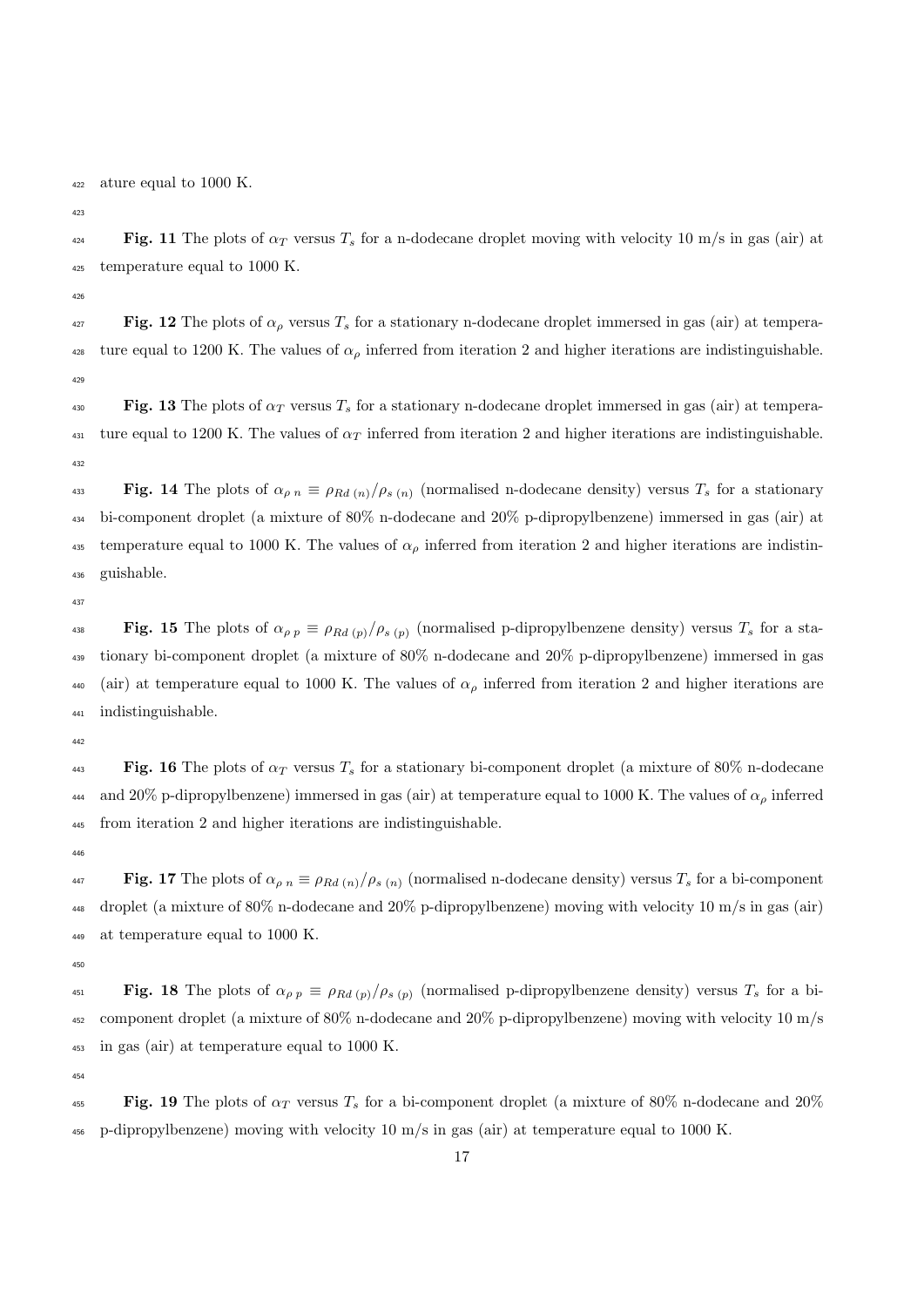ature equal to 1000 K.

**Fig. 11** The plots of $\alpha_T$ versus $T_s$ for a n-dodecane droplet moving with velocity 10 m/s in gas (air) at temperature equal to 1000 K.

**Fig. 12** The plots of $\alpha_\rho$ versus $T_s$ for a stationary n-dodecane droplet immersed in gas (air) at temperature equal to 1200 K. The values of $\alpha_\rho$ inferred from iteration 2 and higher iterations are indistinguishable.

**Fig. 13** The plots of $\alpha_T$ versus $T_s$ for a stationary n-dodecane droplet immersed in gas (air) at temperature equal to 1200 K. The values of $\alpha_T$ inferred from iteration 2 and higher iterations are indistinguishable.

**Fig. 14** The plots of $\alpha_{\rho\ n} \equiv \rho_{Rd\ (n)}/\rho_{s\ (n)}$ (normalised n-dodecane density) versus $T_s$ for a stationary bi-component droplet (a mixture of 80% n-dodecane and 20% p-dipropylbenzene) immersed in gas (air) at temperature equal to 1000 K. The values of $\alpha_\rho$ inferred from iteration 2 and higher iterations are indistinguishable.

**Fig. 15** The plots of $\alpha_{\rho\ p} \equiv \rho_{Rd\ (p)}/\rho_{s\ (p)}$ (normalised p-dipropylbenzene density) versus $T_s$ for a stationary bi-component droplet (a mixture of 80% n-dodecane and 20% p-dipropylbenzene) immersed in gas (air) at temperature equal to 1000 K. The values of $\alpha_\rho$ inferred from iteration 2 and higher iterations are indistinguishable.

**Fig. 16** The plots of $\alpha_T$ versus $T_s$ for a stationary bi-component droplet (a mixture of 80% n-dodecane and 20% p-dipropylbenzene) immersed in gas (air) at temperature equal to 1000 K. The values of $\alpha_\rho$ inferred from iteration 2 and higher iterations are indistinguishable.

**Fig. 17** The plots of $\alpha_{\rho\ n} \equiv \rho_{Rd\ (n)}/\rho_{s\ (n)}$ (normalised n-dodecane density) versus $T_s$ for a bi-component droplet (a mixture of 80% n-dodecane and 20% p-dipropylbenzene) moving with velocity 10 m/s in gas (air) at temperature equal to 1000 K.

**Fig. 18** The plots of $\alpha_{\rho\ p} \equiv \rho_{Rd\ (p)}/\rho_{s\ (p)}$ (normalised p-dipropylbenzene density) versus $T_s$ for a bi-component droplet (a mixture of 80% n-dodecane and 20% p-dipropylbenzene) moving with velocity 10 m/s in gas (air) at temperature equal to 1000 K.

**Fig. 19** The plots of $\alpha_T$ versus $T_s$ for a bi-component droplet (a mixture of 80% n-dodecane and 20% p-dipropylbenzene) moving with velocity 10 m/s in gas (air) at temperature equal to 1000 K.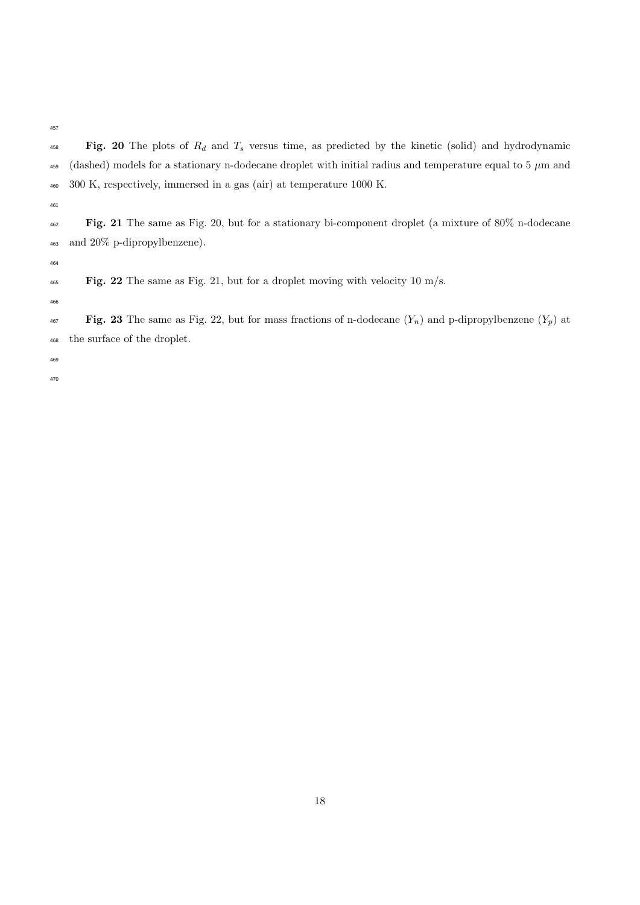**Fig. 20** The plots of $R_d$ and $T_s$ versus time, as predicted by the kinetic (solid) and hydrodynamic (dashed) models for a stationary n-dodecane droplet with initial radius and temperature equal to 5 $\mu$m and 300 K, respectively, immersed in a gas (air) at temperature 1000 K.

**Fig. 21** The same as Fig. 20, but for a stationary bi-component droplet (a mixture of 80% n-dodecane and 20% p-dipropylbenzene).

**Fig. 22** The same as Fig. 21, but for a droplet moving with velocity 10 m/s.

**Fig. 23** The same as Fig. 22, but for mass fractions of n-dodecane ($Y_n$) and p-dipropylbenzene ($Y_p$) at the surface of the droplet.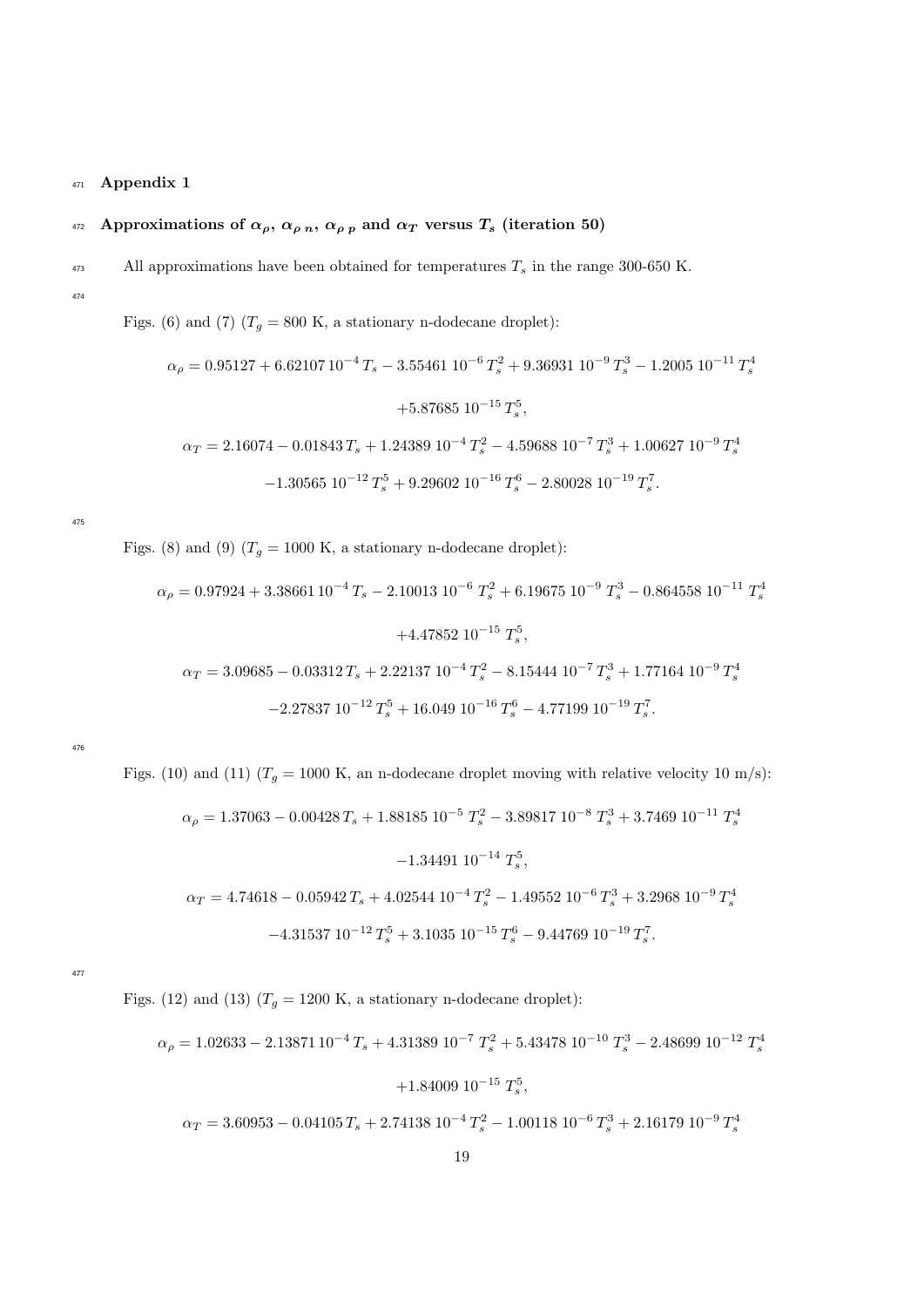## Appendix 1

### Approximations of $\alpha_\rho$, $\alpha_{\rho\, n}$, $\alpha_{\rho\, p}$ and $\alpha_T$ versus $T_s$ (iteration 50)

All approximations have been obtained for temperatures $T_s$ in the range 300-650 K.

Figs. (6) and (7) ($T_g = 800$ K, a stationary n-dodecane droplet):

$$\alpha_\rho = 0.95127 + 6.62107\,10^{-4}\,T_s - 3.55461\,10^{-6}\,T_s^2 + 9.36931\,10^{-9}\,T_s^3 - 1.2005\,10^{-11}\,T_s^4$$
$$+5.87685\,10^{-15}\,T_s^5,$$
$$\alpha_T = 2.16074 - 0.01843\,T_s + 1.24389\,10^{-4}\,T_s^2 - 4.59688\,10^{-7}\,T_s^3 + 1.00627\,10^{-9}\,T_s^4$$
$$-1.30565\,10^{-12}\,T_s^5 + 9.29602\,10^{-16}\,T_s^6 - 2.80028\,10^{-19}\,T_s^7.$$

Figs. (8) and (9) ($T_g = 1000$ K, a stationary n-dodecane droplet):

$$\alpha_\rho = 0.97924 + 3.38661\,10^{-4}\,T_s - 2.10013\,10^{-6}\,T_s^2 + 6.19675\,10^{-9}\,T_s^3 - 0.864558\,10^{-11}\,T_s^4$$
$$+4.47852\,10^{-15}\,T_s^5,$$
$$\alpha_T = 3.09685 - 0.03312\,T_s + 2.22137\,10^{-4}\,T_s^2 - 8.15444\,10^{-7}\,T_s^3 + 1.77164\,10^{-9}\,T_s^4$$
$$-2.27837\,10^{-12}\,T_s^5 + 16.049\,10^{-16}\,T_s^6 - 4.77199\,10^{-19}\,T_s^7.$$

Figs. (10) and (11) ($T_g = 1000$ K, an n-dodecane droplet moving with relative velocity 10 m/s):

$$\alpha_\rho = 1.37063 - 0.00428\,T_s + 1.88185\,10^{-5}\,T_s^2 - 3.89817\,10^{-8}\,T_s^3 + 3.7469\,10^{-11}\,T_s^4$$
$$-1.34491\,10^{-14}\,T_s^5,$$
$$\alpha_T = 4.74618 - 0.05942\,T_s + 4.02544\,10^{-4}\,T_s^2 - 1.49552\,10^{-6}\,T_s^3 + 3.2968\,10^{-9}\,T_s^4$$
$$-4.31537\,10^{-12}\,T_s^5 + 3.1035\,10^{-15}\,T_s^6 - 9.44769\,10^{-19}\,T_s^7.$$

Figs. (12) and (13) ($T_g = 1200$ K, a stationary n-dodecane droplet):

$$\alpha_\rho = 1.02633 - 2.13871\,10^{-4}\,T_s + 4.31389\,10^{-7}\,T_s^2 + 5.43478\,10^{-10}\,T_s^3 - 2.48699\,10^{-12}\,T_s^4$$
$$+1.84009\,10^{-15}\,T_s^5,$$
$$\alpha_T = 3.60953 - 0.04105\,T_s + 2.74138\,10^{-4}\,T_s^2 - 1.00118\,10^{-6}\,T_s^3 + 2.16179\,10^{-9}\,T_s^4$$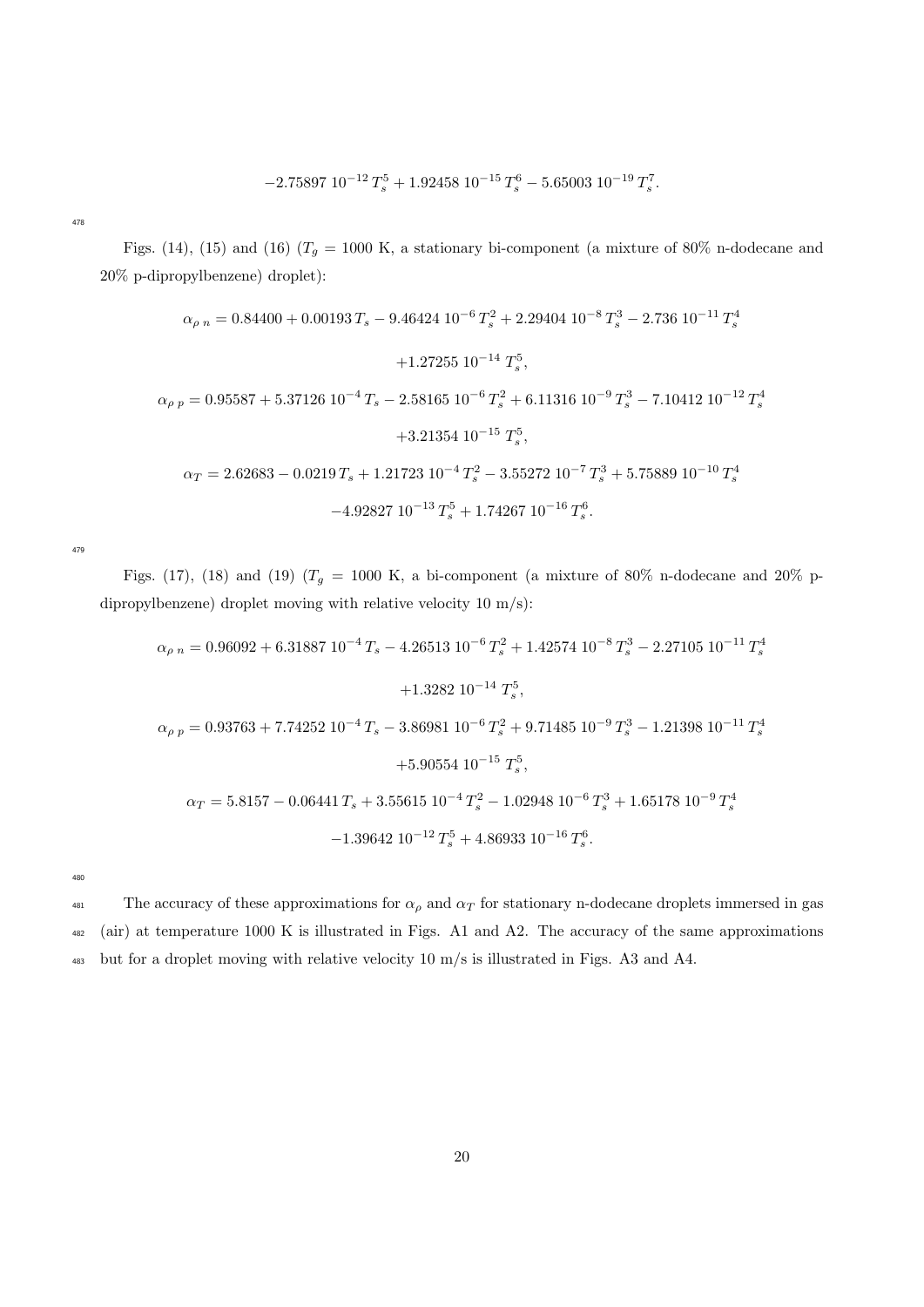$$-2.75897\ 10^{-12}\, T_s^5 + 1.92458\ 10^{-15}\, T_s^6 - 5.65003\ 10^{-19}\, T_s^7.$$

Figs. (14), (15) and (16) ($T_g = 1000$ K, a stationary bi-component (a mixture of 80% n-dodecane and 20% p-dipropylbenzene) droplet):

$$\alpha_{\rho\ n} = 0.84400 + 0.00193\, T_s - 9.46424\ 10^{-6}\, T_s^2 + 2.29404\ 10^{-8}\, T_s^3 - 2.736\ 10^{-11}\, T_s^4$$

$$+1.27255\ 10^{-14}\ T_s^5,$$

$$\alpha_{\rho\ p} = 0.95587 + 5.37126\ 10^{-4}\, T_s - 2.58165\ 10^{-6}\, T_s^2 + 6.11316\ 10^{-9}\, T_s^3 - 7.10412\ 10^{-12}\, T_s^4$$

$$+3.21354\ 10^{-15}\ T_s^5,$$

$$\alpha_T = 2.62683 - 0.0219\, T_s + 1.21723\ 10^{-4}\, T_s^2 - 3.55272\ 10^{-7}\, T_s^3 + 5.75889\ 10^{-10}\, T_s^4$$

$$-4.92827\ 10^{-13}\, T_s^5 + 1.74267\ 10^{-16}\, T_s^6.$$

Figs. (17), (18) and (19) ($T_g = 1000$ K, a bi-component (a mixture of 80% n-dodecane and 20% p-dipropylbenzene) droplet moving with relative velocity 10 m/s):

$$\alpha_{\rho\ n} = 0.96092 + 6.31887\ 10^{-4}\, T_s - 4.26513\ 10^{-6}\, T_s^2 + 1.42574\ 10^{-8}\, T_s^3 - 2.27105\ 10^{-11}\, T_s^4$$

$$+1.3282\ 10^{-14}\ T_s^5,$$

$$\alpha_{\rho\ p} = 0.93763 + 7.74252\ 10^{-4}\, T_s - 3.86981\ 10^{-6}\, T_s^2 + 9.71485\ 10^{-9}\, T_s^3 - 1.21398\ 10^{-11}\, T_s^4$$

$$+5.90554\ 10^{-15}\ T_s^5,$$

$$\alpha_T = 5.8157 - 0.06441\, T_s + 3.55615\ 10^{-4}\, T_s^2 - 1.02948\ 10^{-6}\, T_s^3 + 1.65178\ 10^{-9}\, T_s^4$$

$$-1.39642\ 10^{-12}\, T_s^5 + 4.86933\ 10^{-16}\, T_s^6.$$

The accuracy of these approximations for $\alpha_\rho$ and $\alpha_T$ for stationary n-dodecane droplets immersed in gas (air) at temperature 1000 K is illustrated in Figs. A1 and A2. The accuracy of the same approximations but for a droplet moving with relative velocity 10 m/s is illustrated in Figs. A3 and A4.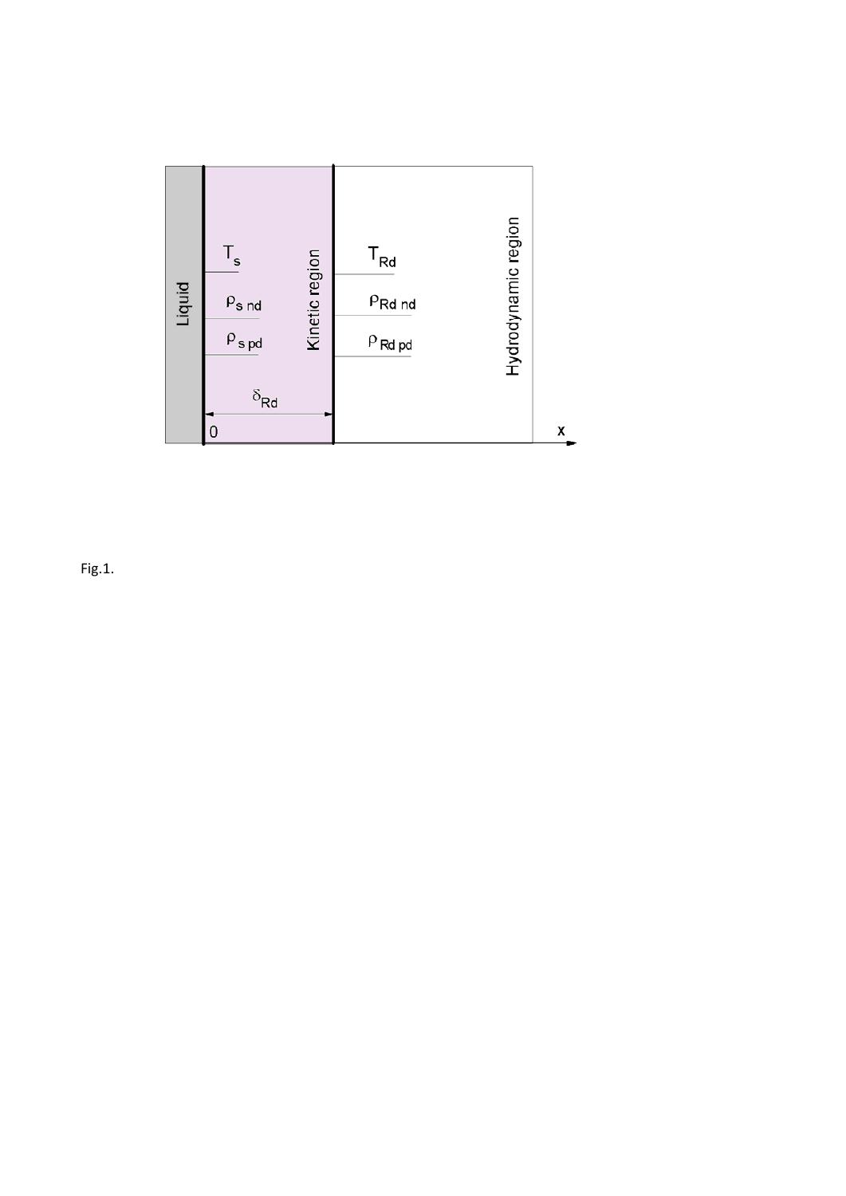Fig.1.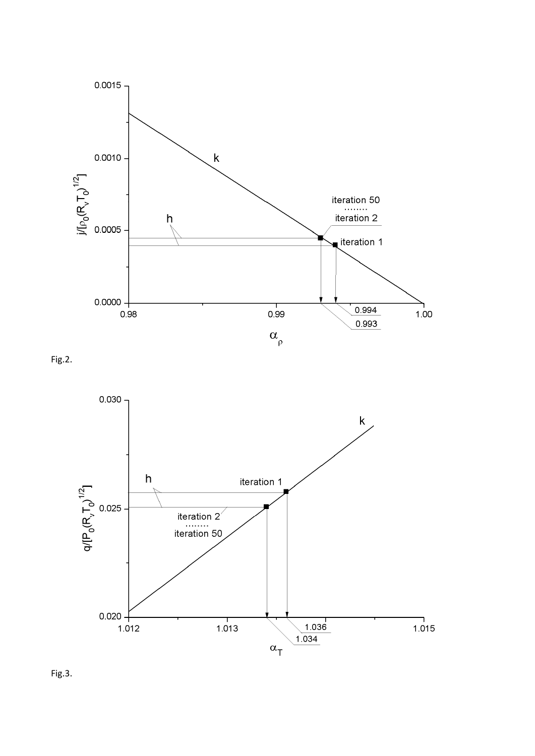Fig.2.

Fig.3.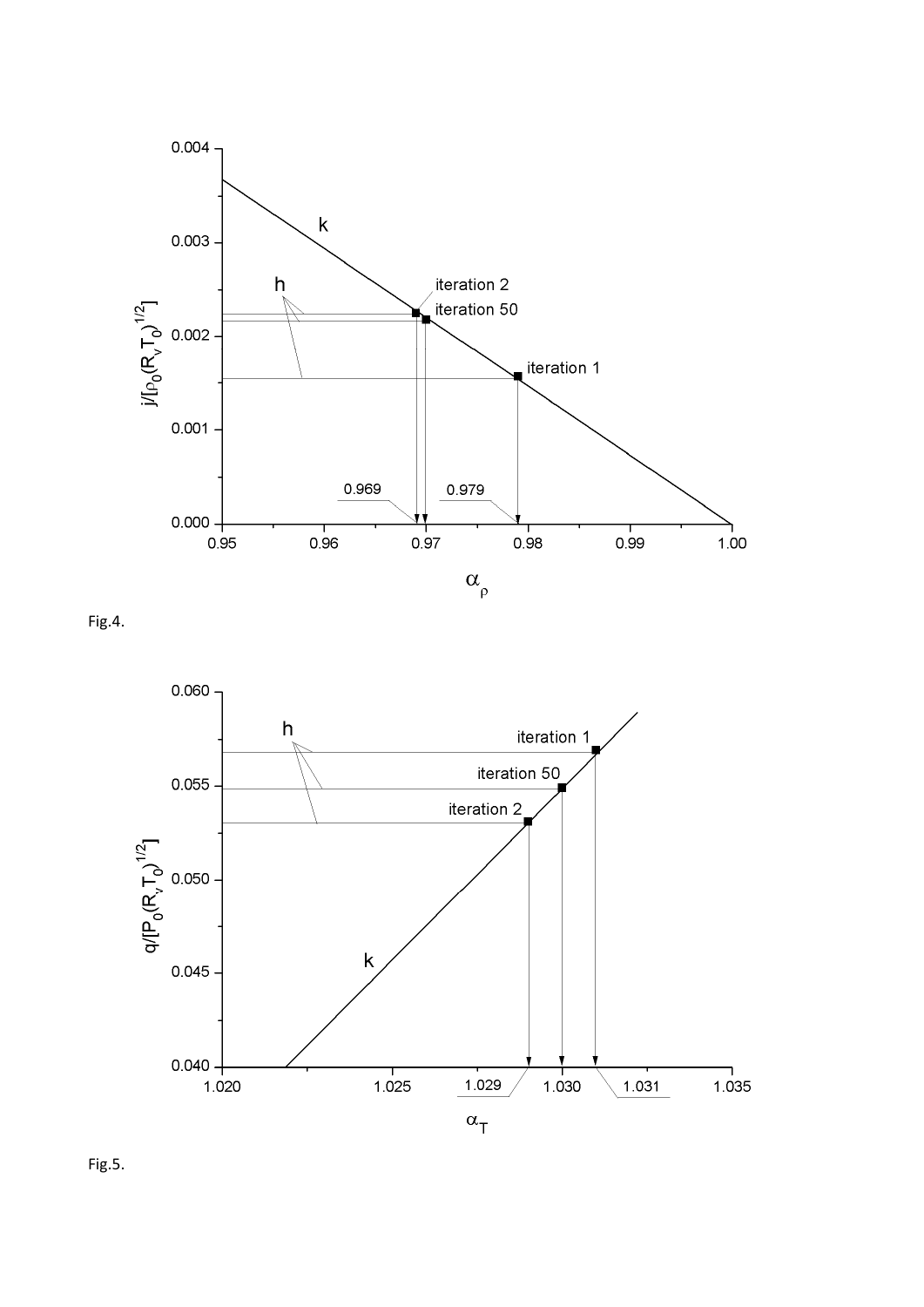Fig.4.

Fig.5.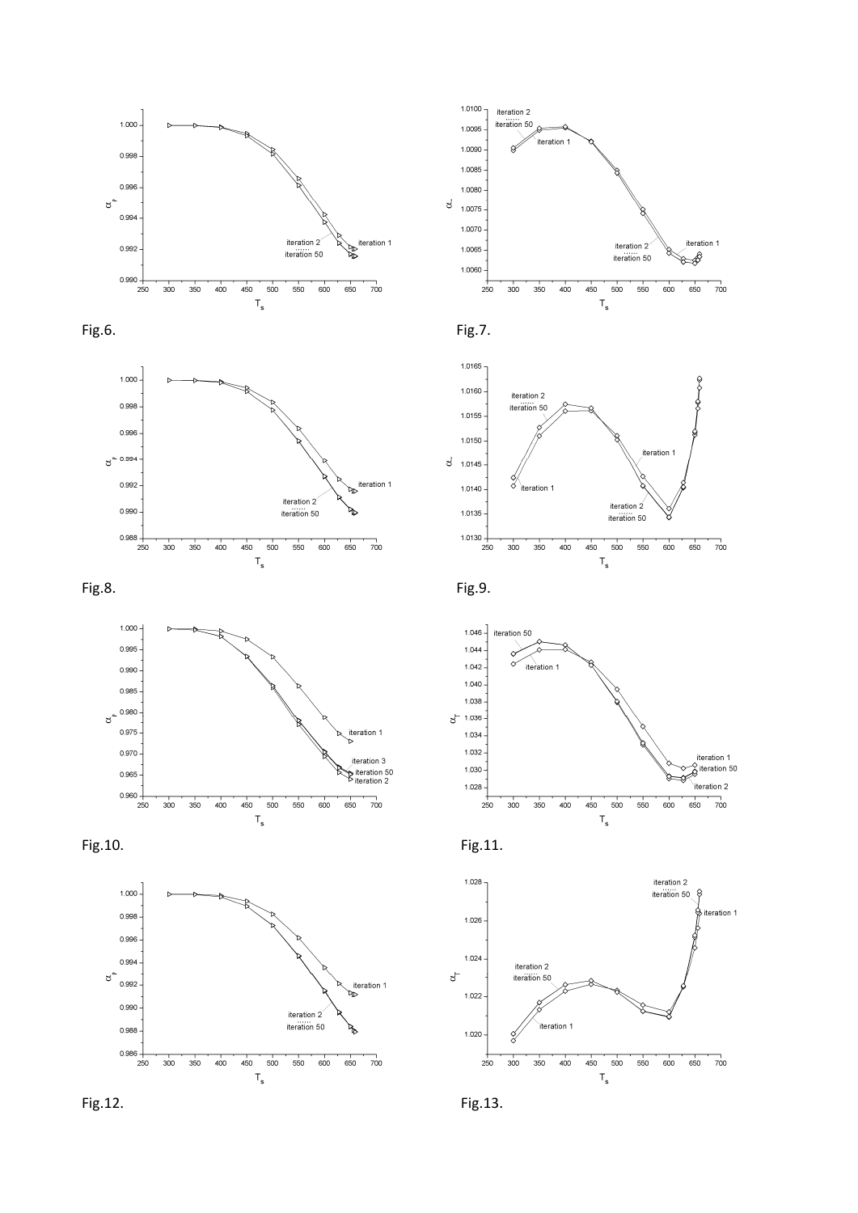Fig.6.

Fig.7.

Fig.8.

Fig.9.

Fig.10.

Fig.11.

Fig.12.

Fig.13.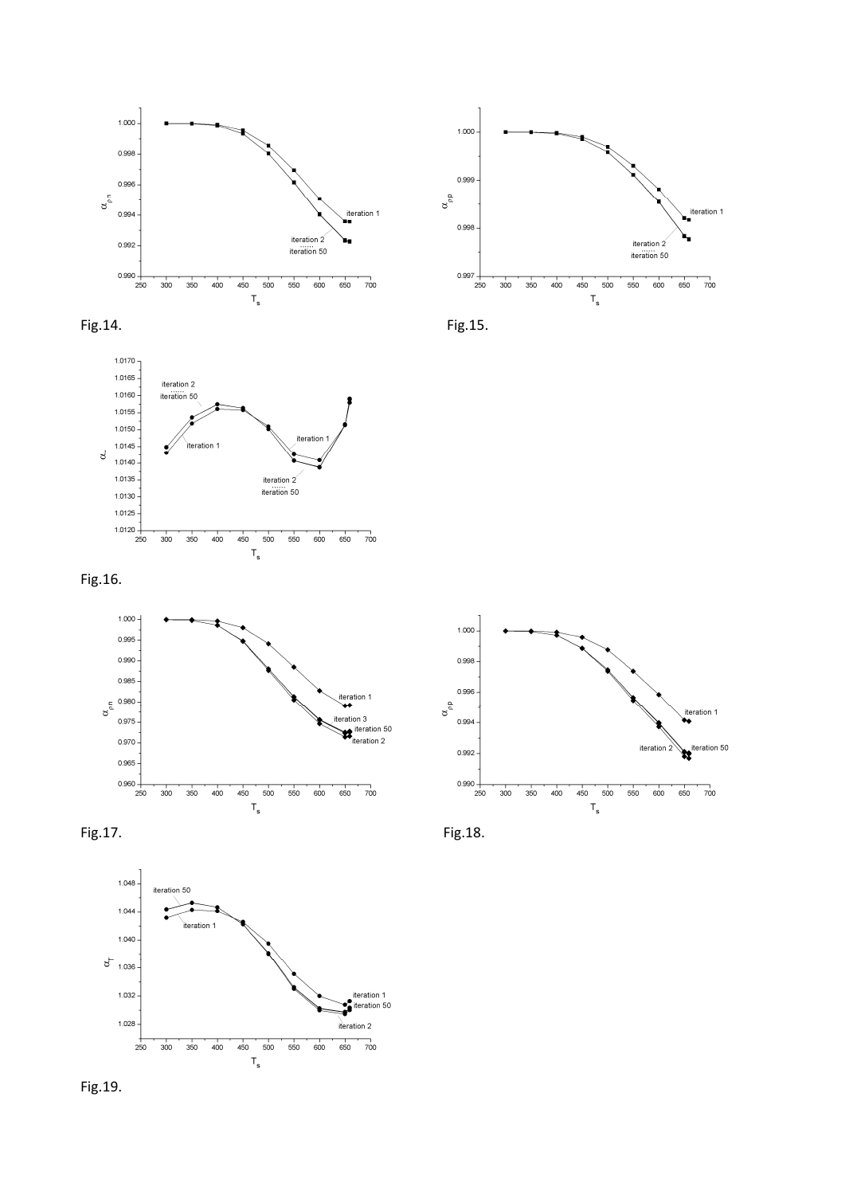Fig.14.

Fig.15.

Fig.16.

Fig.17.

Fig.18.

Fig.19.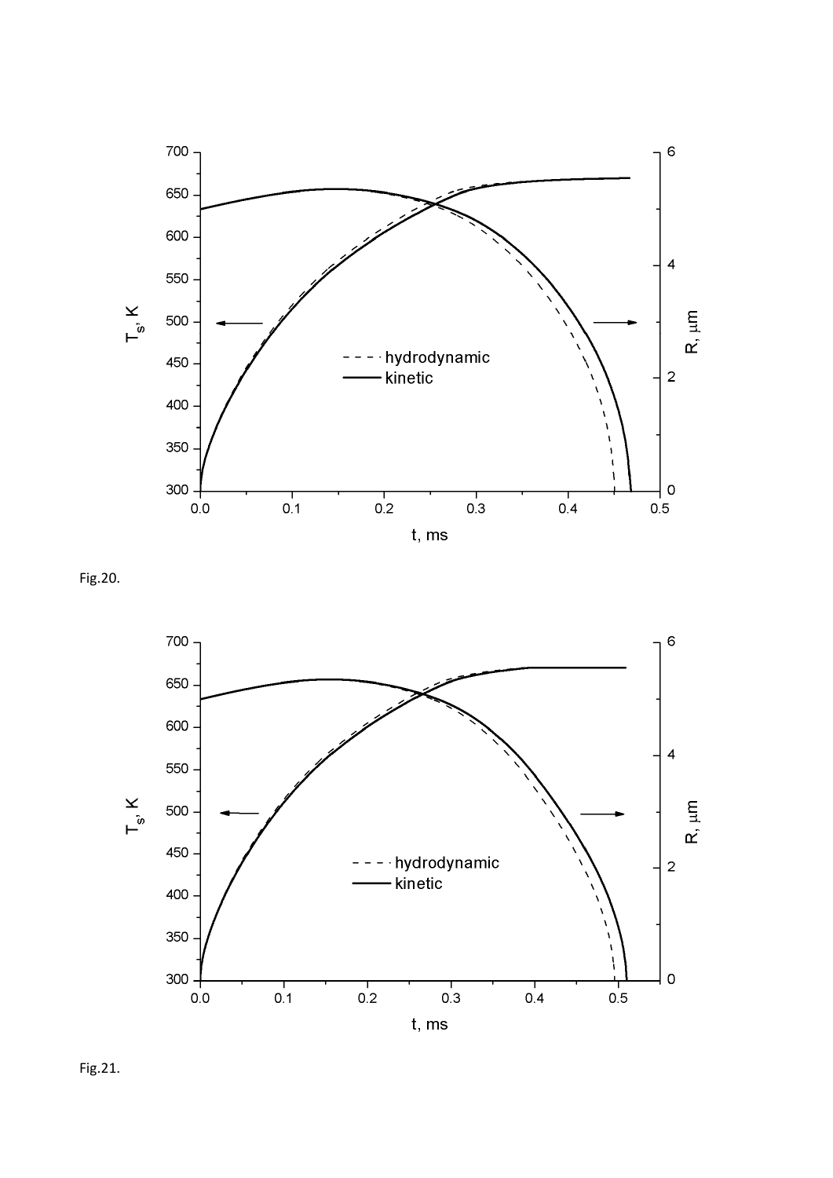Fig.20.

Fig.21.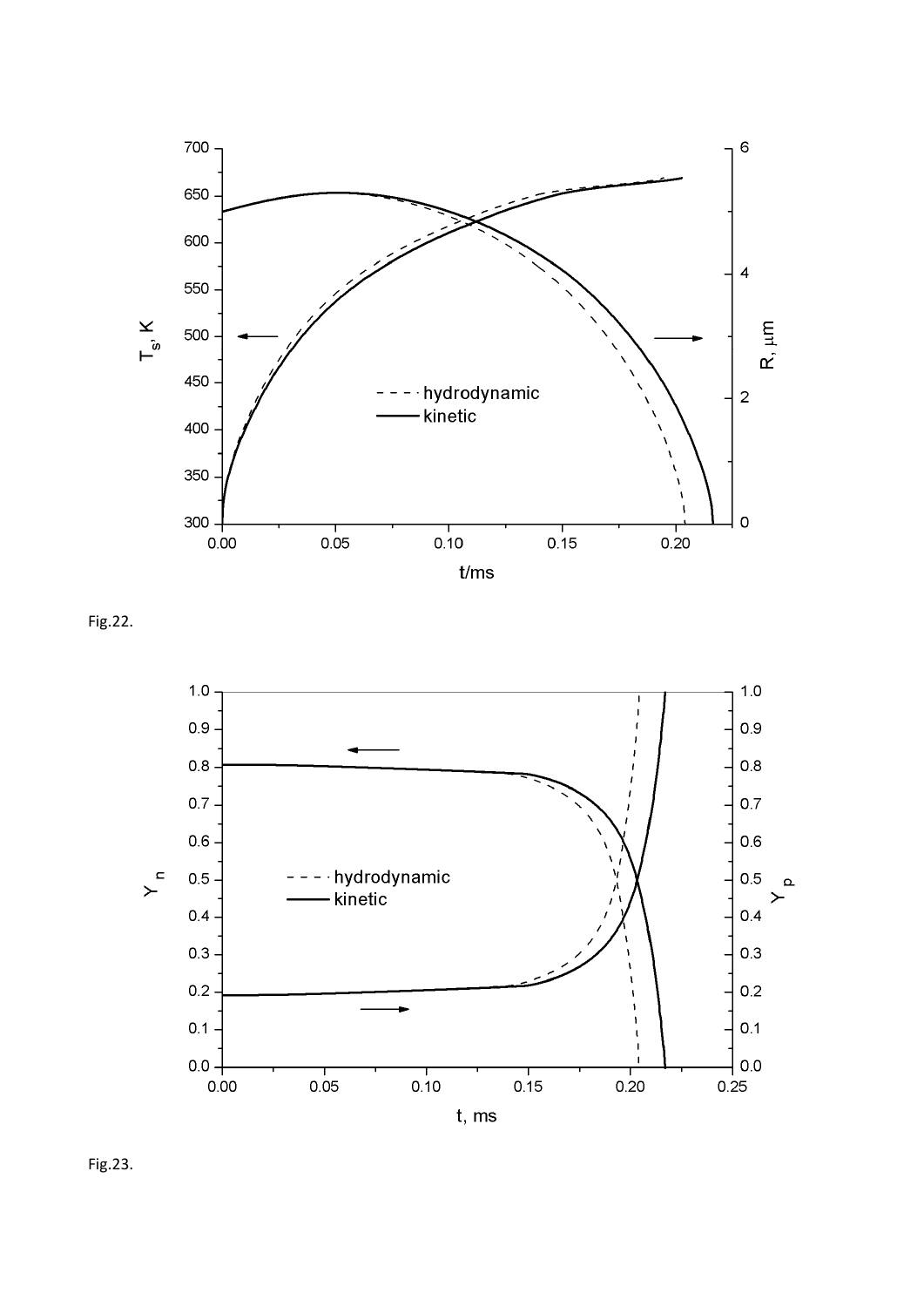Fig.22.

Fig.23.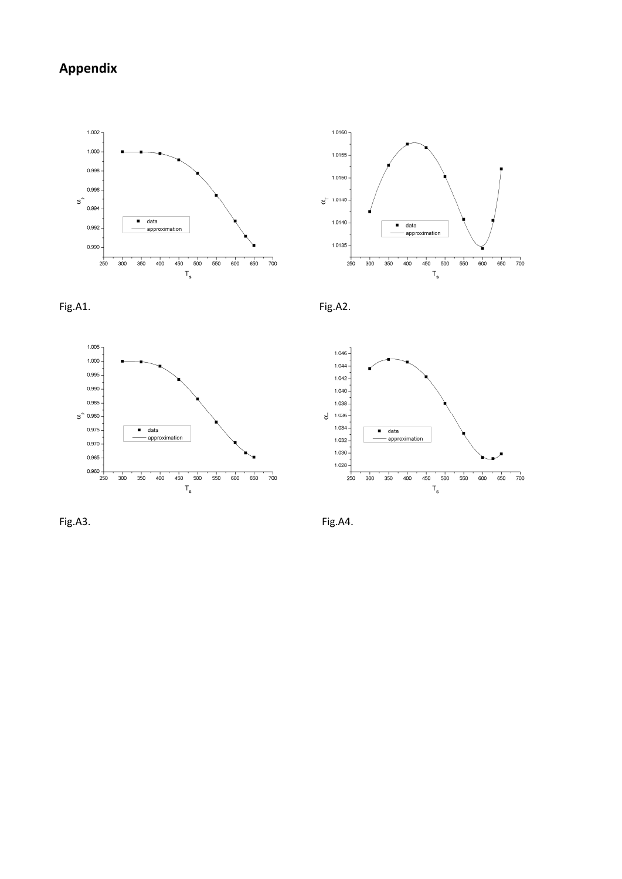# Appendix

1.002
1.000
0.998
0.996
0.994
0.992
0.990

$\alpha_p$

data
approximation

250 300 350 400 450 500 550 600 650 700

$T_s$

Fig.A1.

1.0160
1.0155
1.0150
1.0145
1.0140
1.0135

$\alpha_T$

data
approximation

250 300 350 400 450 500 550 600 650 700

$T_s$

Fig.A2.

1.005
1.000
0.995
0.990
0.985
0.980
0.975
0.970
0.965
0.960

$\alpha_r$

data
approximation

250 300 350 400 450 500 550 600 650 700

$T_s$

Fig.A3.

1.046
1.044
1.042
1.040
1.038
1.036
1.034
1.032
1.030
1.028

$\alpha_L$

data
approximation

250 300 350 400 450 500 550 600 650 700

$T_s$

Fig.A4.